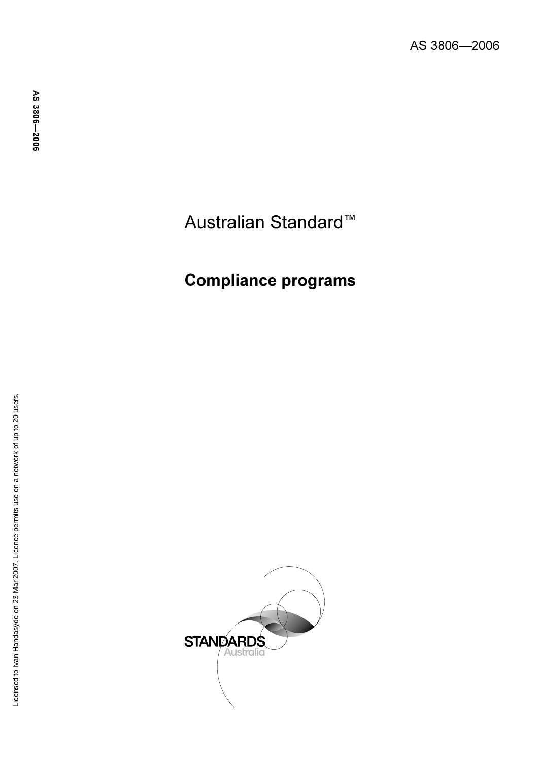AS 3806—2006

# Australian Standard™

## Compliance programs

Licensed to Ivan Handasyde on 23 Mar 2007. Licence permits use on a network of up to 20 users.

STANDARDS Australia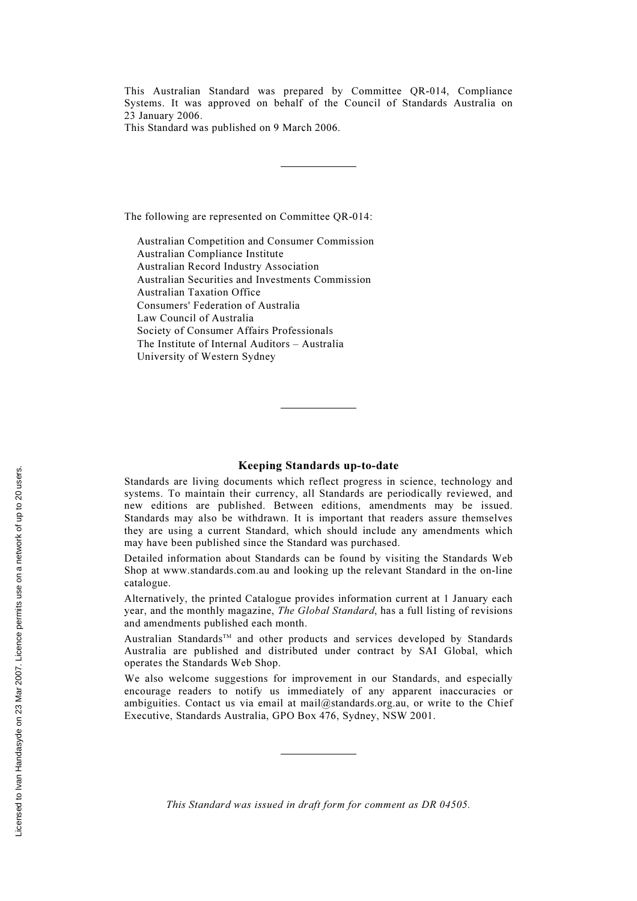This Australian Standard was prepared by Committee QR-014, Compliance Systems. It was approved on behalf of the Council of Standards Australia on 23 January 2006.
This Standard was published on 9 March 2006.

---

The following are represented on Committee QR-014:

Australian Competition and Consumer Commission
Australian Compliance Institute
Australian Record Industry Association
Australian Securities and Investments Commission
Australian Taxation Office
Consumers' Federation of Australia
Law Council of Australia
Society of Consumer Affairs Professionals
The Institute of Internal Auditors – Australia
University of Western Sydney

---

### Keeping Standards up-to-date

Standards are living documents which reflect progress in science, technology and systems. To maintain their currency, all Standards are periodically reviewed, and new editions are published. Between editions, amendments may be issued. Standards may also be withdrawn. It is important that readers assure themselves they are using a current Standard, which should include any amendments which may have been published since the Standard was purchased.

Detailed information about Standards can be found by visiting the Standards Web Shop at www.standards.com.au and looking up the relevant Standard in the on-line catalogue.

Alternatively, the printed Catalogue provides information current at 1 January each year, and the monthly magazine, *The Global Standard*, has a full listing of revisions and amendments published each month.

Australian Standards™ and other products and services developed by Standards Australia are published and distributed under contract by SAI Global, which operates the Standards Web Shop.

We also welcome suggestions for improvement in our Standards, and especially encourage readers to notify us immediately of any apparent inaccuracies or ambiguities. Contact us via email at mail@standards.org.au, or write to the Chief Executive, Standards Australia, GPO Box 476, Sydney, NSW 2001.

---

*This Standard was issued in draft form for comment as DR 04505.*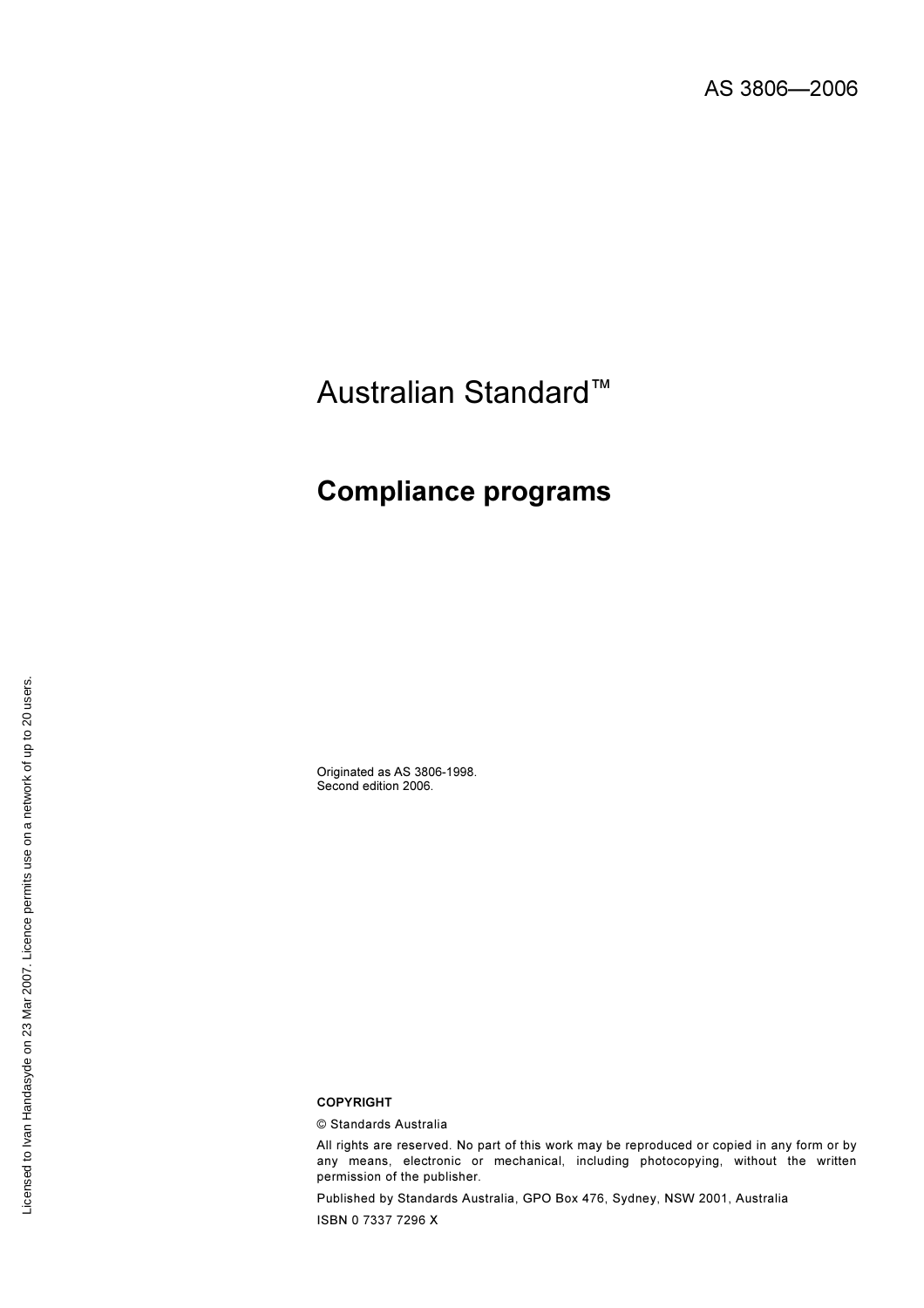AS 3806—2006

# Australian Standard™

## Compliance programs

Originated as AS 3806-1998.
Second edition 2006.

**COPYRIGHT**

© Standards Australia

All rights are reserved. No part of this work may be reproduced or copied in any form or by any means, electronic or mechanical, including photocopying, without the written permission of the publisher.

Published by Standards Australia, GPO Box 476, Sydney, NSW 2001, Australia

ISBN 0 7337 7296 X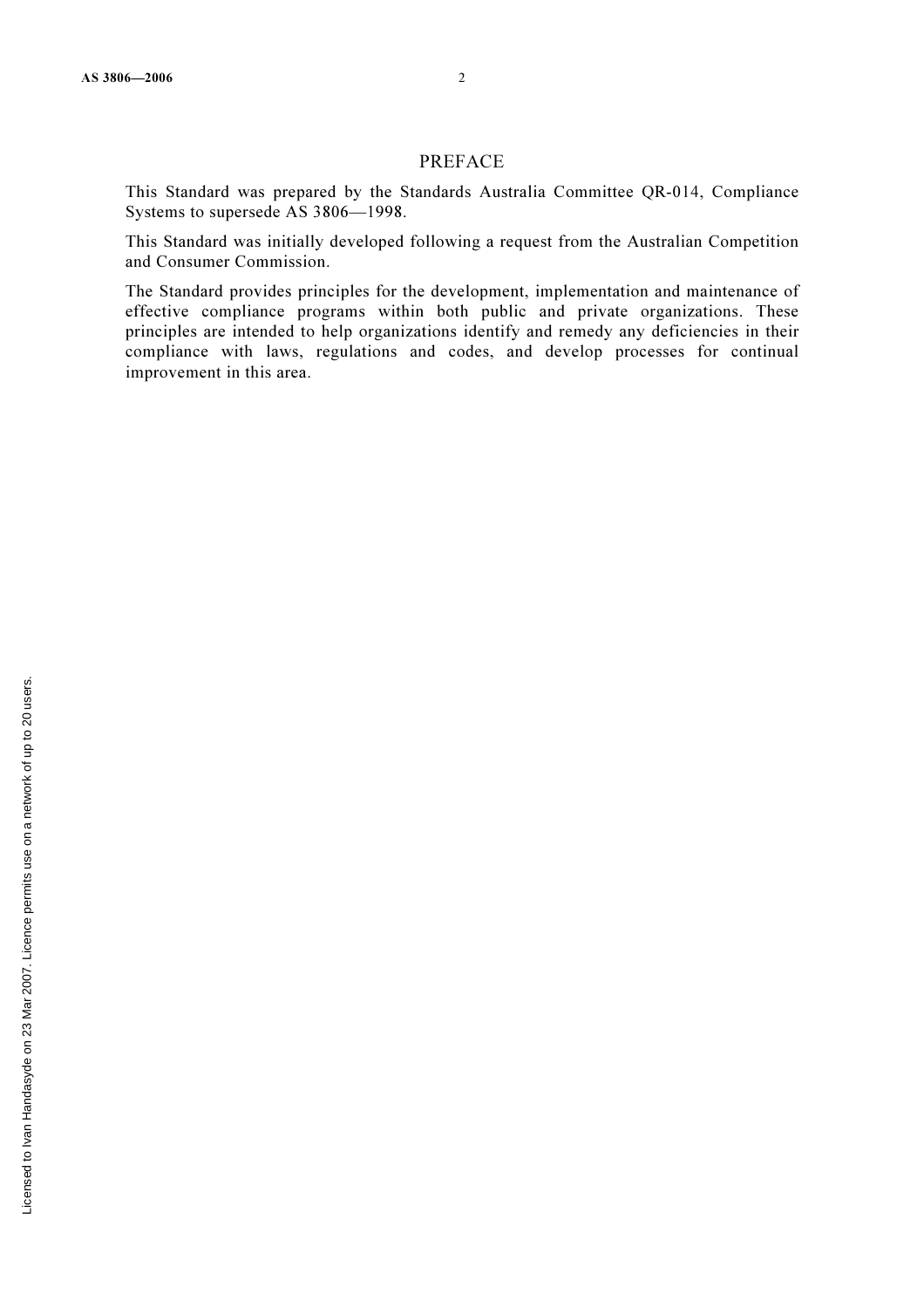# PREFACE

This Standard was prepared by the Standards Australia Committee QR-014, Compliance Systems to supersede AS 3806—1998.

This Standard was initially developed following a request from the Australian Competition and Consumer Commission.

The Standard provides principles for the development, implementation and maintenance of effective compliance programs within both public and private organizations. These principles are intended to help organizations identify and remedy any deficiencies in their compliance with laws, regulations and codes, and develop processes for continual improvement in this area.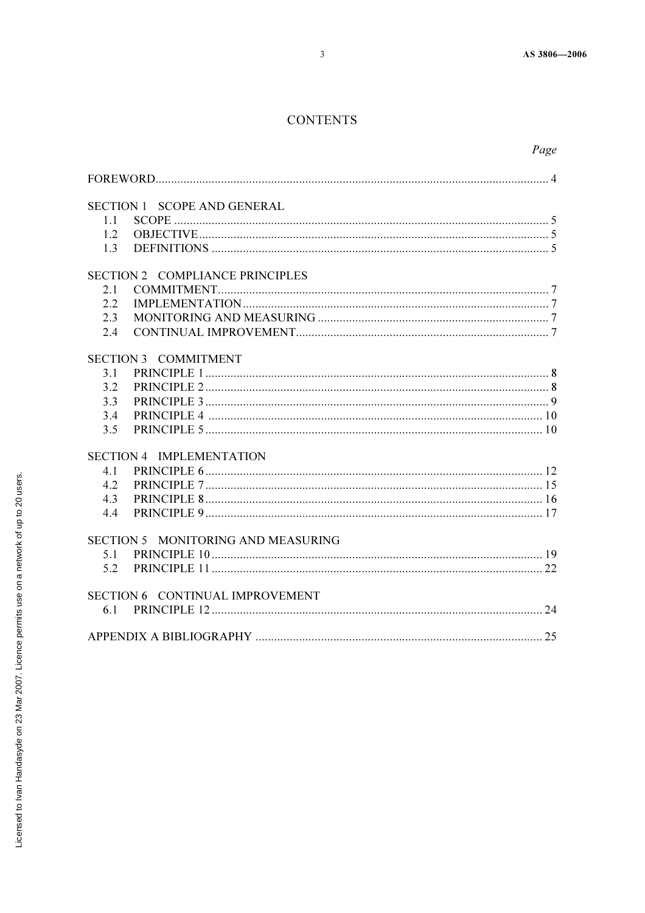# CONTENTS

| | Page |
|---|---|
| FOREWORD | 4 |
| **SECTION 1 SCOPE AND GENERAL** | |
| 1.1 SCOPE | 5 |
| 1.2 OBJECTIVE | 5 |
| 1.3 DEFINITIONS | 5 |
| **SECTION 2 COMPLIANCE PRINCIPLES** | |
| 2.1 COMMITMENT | 7 |
| 2.2 IMPLEMENTATION | 7 |
| 2.3 MONITORING AND MEASURING | 7 |
| 2.4 CONTINUAL IMPROVEMENT | 7 |
| **SECTION 3 COMMITMENT** | |
| 3.1 PRINCIPLE 1 | 8 |
| 3.2 PRINCIPLE 2 | 8 |
| 3.3 PRINCIPLE 3 | 9 |
| 3.4 PRINCIPLE 4 | 10 |
| 3.5 PRINCIPLE 5 | 10 |
| **SECTION 4 IMPLEMENTATION** | |
| 4.1 PRINCIPLE 6 | 12 |
| 4.2 PRINCIPLE 7 | 15 |
| 4.3 PRINCIPLE 8 | 16 |
| 4.4 PRINCIPLE 9 | 17 |
| **SECTION 5 MONITORING AND MEASURING** | |
| 5.1 PRINCIPLE 10 | 19 |
| 5.2 PRINCIPLE 11 | 22 |
| **SECTION 6 CONTINUAL IMPROVEMENT** | |
| 6.1 PRINCIPLE 12 | 24 |
| APPENDIX A BIBLIOGRAPHY | 25 |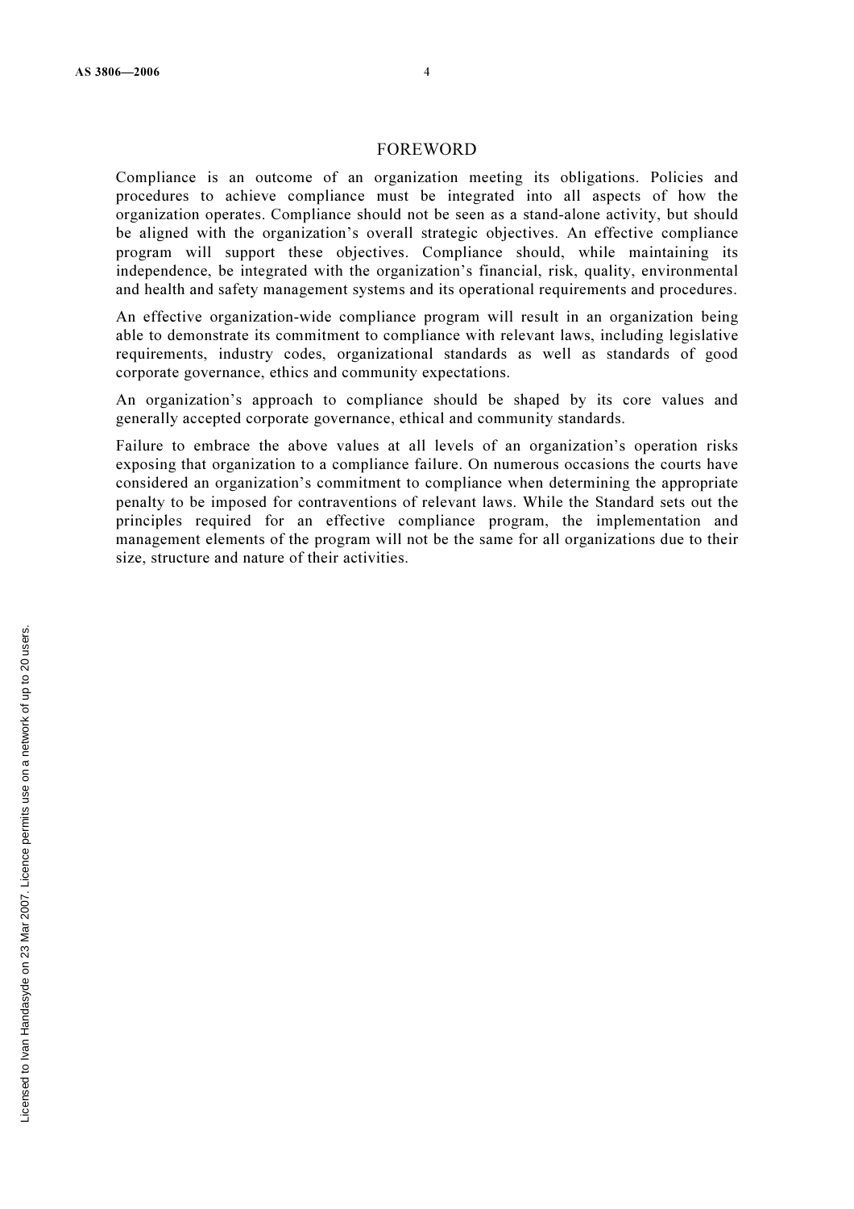# FOREWORD

Compliance is an outcome of an organization meeting its obligations. Policies and procedures to achieve compliance must be integrated into all aspects of how the organization operates. Compliance should not be seen as a stand-alone activity, but should be aligned with the organization's overall strategic objectives. An effective compliance program will support these objectives. Compliance should, while maintaining its independence, be integrated with the organization's financial, risk, quality, environmental and health and safety management systems and its operational requirements and procedures.

An effective organization-wide compliance program will result in an organization being able to demonstrate its commitment to compliance with relevant laws, including legislative requirements, industry codes, organizational standards as well as standards of good corporate governance, ethics and community expectations.

An organization's approach to compliance should be shaped by its core values and generally accepted corporate governance, ethical and community standards.

Failure to embrace the above values at all levels of an organization's operation risks exposing that organization to a compliance failure. On numerous occasions the courts have considered an organization's commitment to compliance when determining the appropriate penalty to be imposed for contraventions of relevant laws. While the Standard sets out the principles required for an effective compliance program, the implementation and management elements of the program will not be the same for all organizations due to their size, structure and nature of their activities.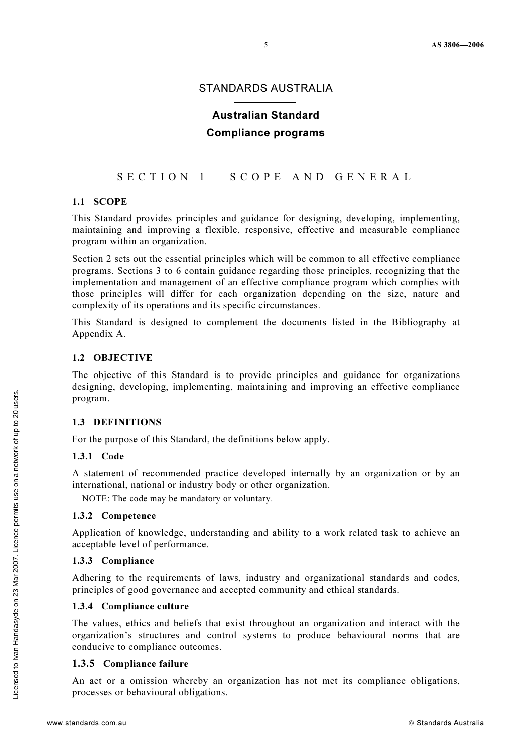STANDARDS AUSTRALIA

# Australian Standard
# Compliance programs

## SECTION 1 SCOPE AND GENERAL

### 1.1 SCOPE

This Standard provides principles and guidance for designing, developing, implementing, maintaining and improving a flexible, responsive, effective and measurable compliance program within an organization.

Section 2 sets out the essential principles which will be common to all effective compliance programs. Sections 3 to 6 contain guidance regarding those principles, recognizing that the implementation and management of an effective compliance program which complies with those principles will differ for each organization depending on the size, nature and complexity of its operations and its specific circumstances.

This Standard is designed to complement the documents listed in the Bibliography at Appendix A.

### 1.2 OBJECTIVE

The objective of this Standard is to provide principles and guidance for organizations designing, developing, implementing, maintaining and improving an effective compliance program.

### 1.3 DEFINITIONS

For the purpose of this Standard, the definitions below apply.

#### 1.3.1 Code

A statement of recommended practice developed internally by an organization or by an international, national or industry body or other organization.

NOTE: The code may be mandatory or voluntary.

#### 1.3.2 Competence

Application of knowledge, understanding and ability to a work related task to achieve an acceptable level of performance.

#### 1.3.3 Compliance

Adhering to the requirements of laws, industry and organizational standards and codes, principles of good governance and accepted community and ethical standards.

#### 1.3.4 Compliance culture

The values, ethics and beliefs that exist throughout an organization and interact with the organization's structures and control systems to produce behavioural norms that are conducive to compliance outcomes.

#### 1.3.5 Compliance failure

An act or a omission whereby an organization has not met its compliance obligations, processes or behavioural obligations.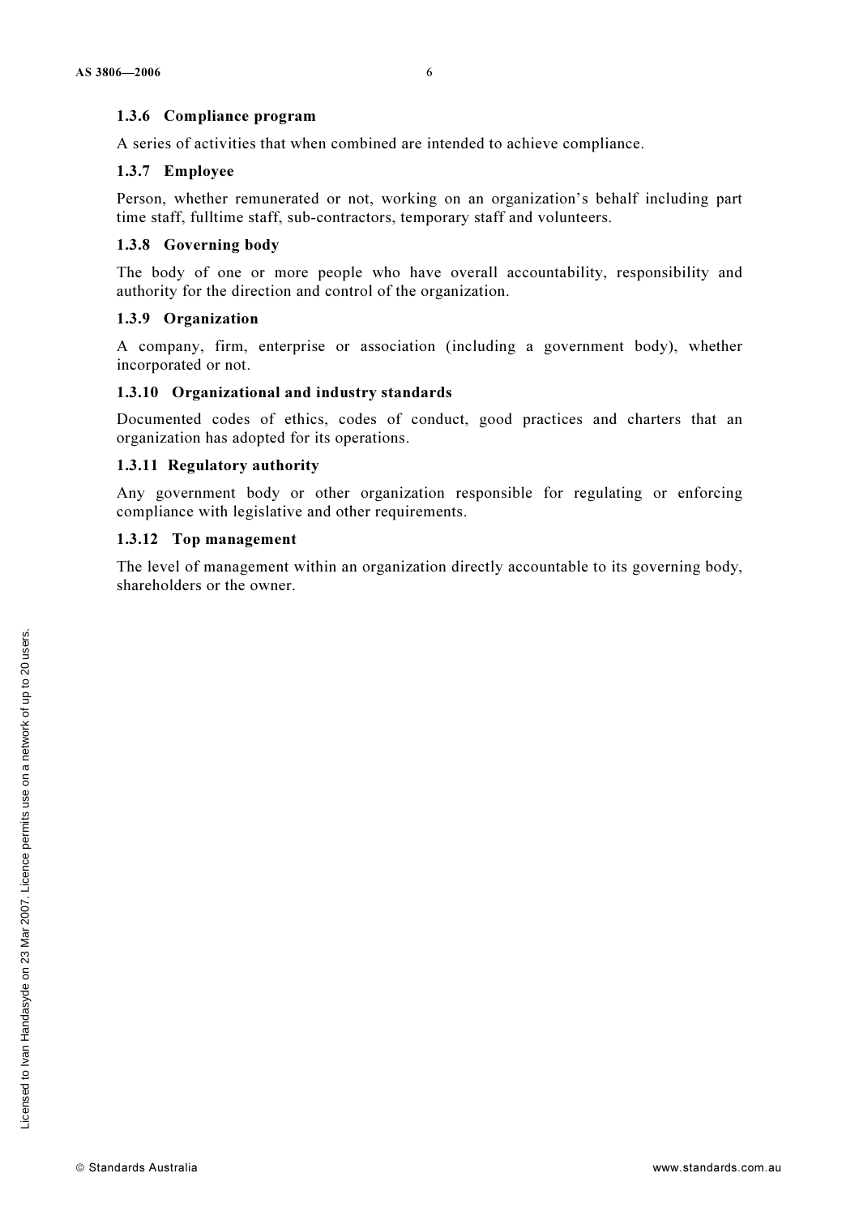### 1.3.6 Compliance program

A series of activities that when combined are intended to achieve compliance.

### 1.3.7 Employee

Person, whether remunerated or not, working on an organization's behalf including part time staff, fulltime staff, sub-contractors, temporary staff and volunteers.

### 1.3.8 Governing body

The body of one or more people who have overall accountability, responsibility and authority for the direction and control of the organization.

### 1.3.9 Organization

A company, firm, enterprise or association (including a government body), whether incorporated or not.

### 1.3.10 Organizational and industry standards

Documented codes of ethics, codes of conduct, good practices and charters that an organization has adopted for its operations.

### 1.3.11 Regulatory authority

Any government body or other organization responsible for regulating or enforcing compliance with legislative and other requirements.

### 1.3.12 Top management

The level of management within an organization directly accountable to its governing body, shareholders or the owner.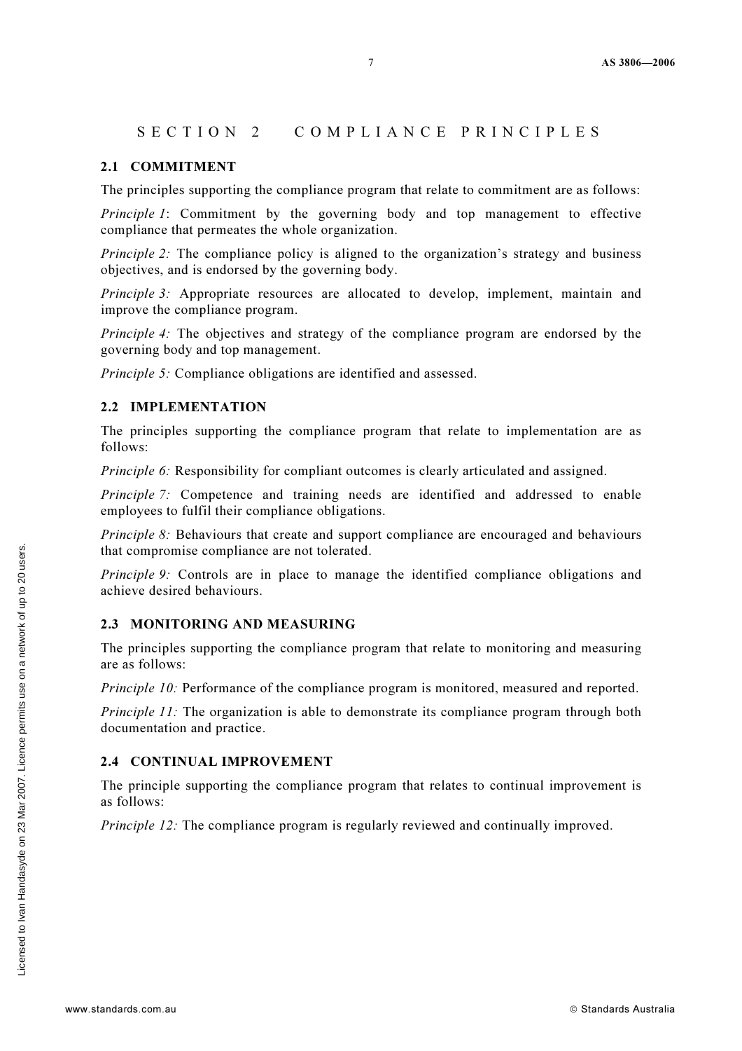# SECTION 2 COMPLIANCE PRINCIPLES

## 2.1 COMMITMENT

The principles supporting the compliance program that relate to commitment are as follows:

*Principle 1*: Commitment by the governing body and top management to effective compliance that permeates the whole organization.

*Principle 2:* The compliance policy is aligned to the organization's strategy and business objectives, and is endorsed by the governing body.

*Principle 3:* Appropriate resources are allocated to develop, implement, maintain and improve the compliance program.

*Principle 4:* The objectives and strategy of the compliance program are endorsed by the governing body and top management.

*Principle 5:* Compliance obligations are identified and assessed.

## 2.2 IMPLEMENTATION

The principles supporting the compliance program that relate to implementation are as follows:

*Principle 6:* Responsibility for compliant outcomes is clearly articulated and assigned.

*Principle 7:* Competence and training needs are identified and addressed to enable employees to fulfil their compliance obligations.

*Principle 8:* Behaviours that create and support compliance are encouraged and behaviours that compromise compliance are not tolerated.

*Principle 9:* Controls are in place to manage the identified compliance obligations and achieve desired behaviours.

## 2.3 MONITORING AND MEASURING

The principles supporting the compliance program that relate to monitoring and measuring are as follows:

*Principle 10:* Performance of the compliance program is monitored, measured and reported.

*Principle 11:* The organization is able to demonstrate its compliance program through both documentation and practice.

## 2.4 CONTINUAL IMPROVEMENT

The principle supporting the compliance program that relates to continual improvement is as follows:

*Principle 12:* The compliance program is regularly reviewed and continually improved.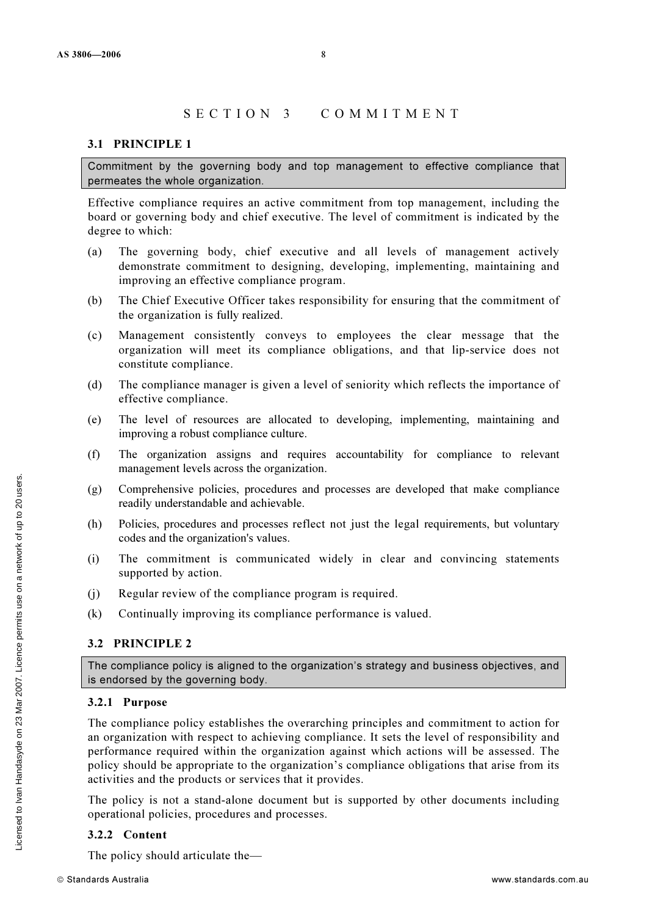# SECTION 3 COMMITMENT

## 3.1 PRINCIPLE 1

Commitment by the governing body and top management to effective compliance that permeates the whole organization.

Effective compliance requires an active commitment from top management, including the board or governing body and chief executive. The level of commitment is indicated by the degree to which:

(a) The governing body, chief executive and all levels of management actively demonstrate commitment to designing, developing, implementing, maintaining and improving an effective compliance program.

(b) The Chief Executive Officer takes responsibility for ensuring that the commitment of the organization is fully realized.

(c) Management consistently conveys to employees the clear message that the organization will meet its compliance obligations, and that lip-service does not constitute compliance.

(d) The compliance manager is given a level of seniority which reflects the importance of effective compliance.

(e) The level of resources are allocated to developing, implementing, maintaining and improving a robust compliance culture.

(f) The organization assigns and requires accountability for compliance to relevant management levels across the organization.

(g) Comprehensive policies, procedures and processes are developed that make compliance readily understandable and achievable.

(h) Policies, procedures and processes reflect not just the legal requirements, but voluntary codes and the organization's values.

(i) The commitment is communicated widely in clear and convincing statements supported by action.

(j) Regular review of the compliance program is required.

(k) Continually improving its compliance performance is valued.

## 3.2 PRINCIPLE 2

The compliance policy is aligned to the organization's strategy and business objectives, and is endorsed by the governing body.

### 3.2.1 Purpose

The compliance policy establishes the overarching principles and commitment to action for an organization with respect to achieving compliance. It sets the level of responsibility and performance required within the organization against which actions will be assessed. The policy should be appropriate to the organization's compliance obligations that arise from its activities and the products or services that it provides.

The policy is not a stand-alone document but is supported by other documents including operational policies, procedures and processes.

### 3.2.2 Content

The policy should articulate the—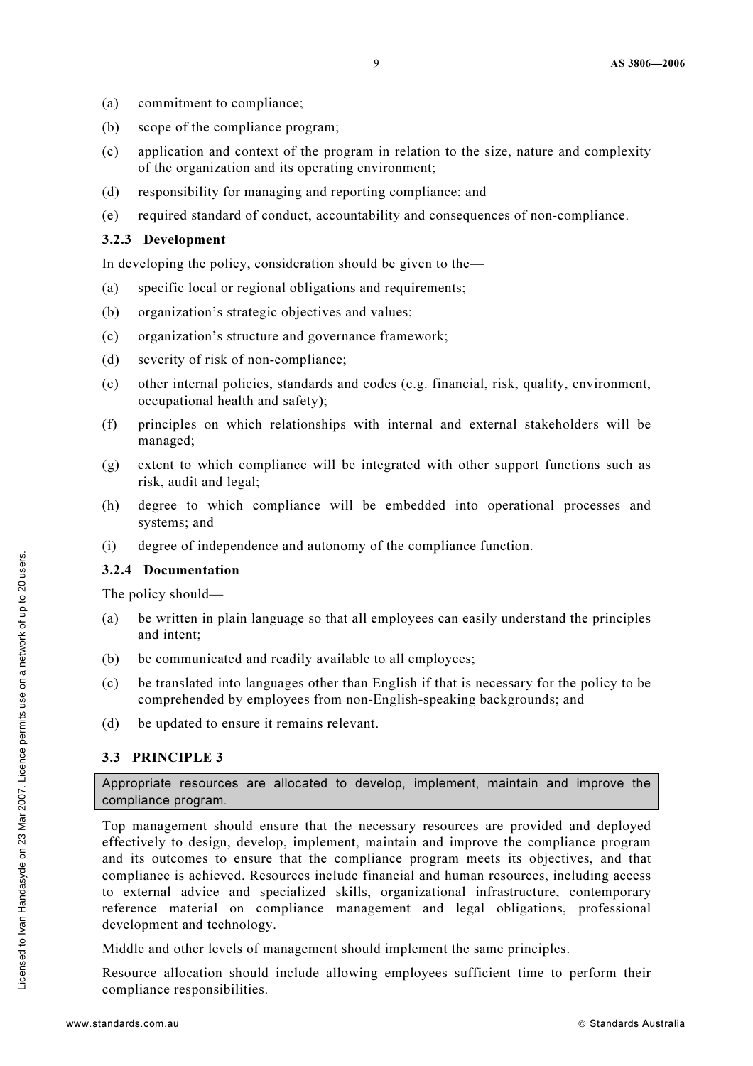(a) commitment to compliance;

(b) scope of the compliance program;

(c) application and context of the program in relation to the size, nature and complexity of the organization and its operating environment;

(d) responsibility for managing and reporting compliance; and

(e) required standard of conduct, accountability and consequences of non-compliance.

### 3.2.3 Development

In developing the policy, consideration should be given to the—

(a) specific local or regional obligations and requirements;

(b) organization's strategic objectives and values;

(c) organization's structure and governance framework;

(d) severity of risk of non-compliance;

(e) other internal policies, standards and codes (e.g. financial, risk, quality, environment, occupational health and safety);

(f) principles on which relationships with internal and external stakeholders will be managed;

(g) extent to which compliance will be integrated with other support functions such as risk, audit and legal;

(h) degree to which compliance will be embedded into operational processes and systems; and

(i) degree of independence and autonomy of the compliance function.

### 3.2.4 Documentation

The policy should—

(a) be written in plain language so that all employees can easily understand the principles and intent;

(b) be communicated and readily available to all employees;

(c) be translated into languages other than English if that is necessary for the policy to be comprehended by employees from non-English-speaking backgrounds; and

(d) be updated to ensure it remains relevant.

## 3.3 PRINCIPLE 3

> Appropriate resources are allocated to develop, implement, maintain and improve the compliance program.

Top management should ensure that the necessary resources are provided and deployed effectively to design, develop, implement, maintain and improve the compliance program and its outcomes to ensure that the compliance program meets its objectives, and that compliance is achieved. Resources include financial and human resources, including access to external advice and specialized skills, organizational infrastructure, contemporary reference material on compliance management and legal obligations, professional development and technology.

Middle and other levels of management should implement the same principles.

Resource allocation should include allowing employees sufficient time to perform their compliance responsibilities.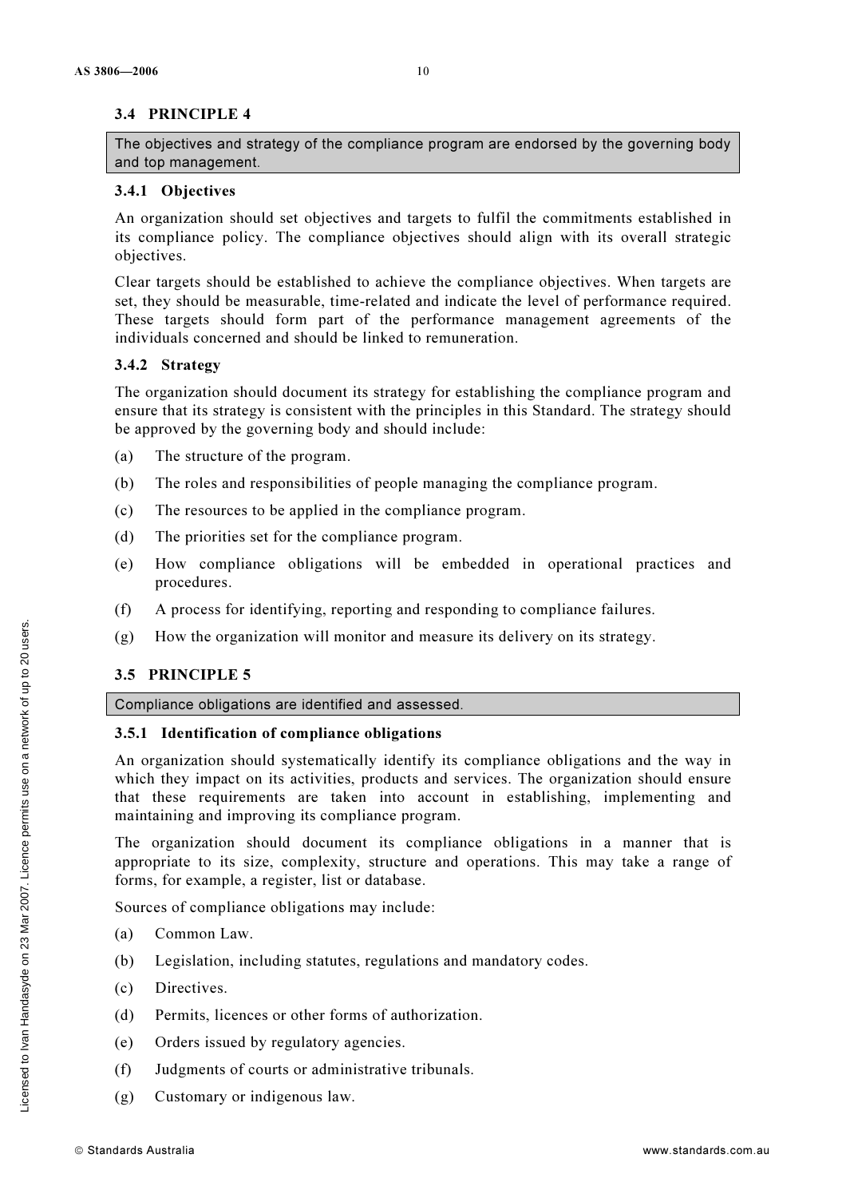## 3.4 PRINCIPLE 4

The objectives and strategy of the compliance program are endorsed by the governing body and top management.

### 3.4.1 Objectives

An organization should set objectives and targets to fulfil the commitments established in its compliance policy. The compliance objectives should align with its overall strategic objectives.

Clear targets should be established to achieve the compliance objectives. When targets are set, they should be measurable, time-related and indicate the level of performance required. These targets should form part of the performance management agreements of the individuals concerned and should be linked to remuneration.

### 3.4.2 Strategy

The organization should document its strategy for establishing the compliance program and ensure that its strategy is consistent with the principles in this Standard. The strategy should be approved by the governing body and should include:

(a) The structure of the program.

(b) The roles and responsibilities of people managing the compliance program.

(c) The resources to be applied in the compliance program.

(d) The priorities set for the compliance program.

(e) How compliance obligations will be embedded in operational practices and procedures.

(f) A process for identifying, reporting and responding to compliance failures.

(g) How the organization will monitor and measure its delivery on its strategy.

## 3.5 PRINCIPLE 5

Compliance obligations are identified and assessed.

### 3.5.1 Identification of compliance obligations

An organization should systematically identify its compliance obligations and the way in which they impact on its activities, products and services. The organization should ensure that these requirements are taken into account in establishing, implementing and maintaining and improving its compliance program.

The organization should document its compliance obligations in a manner that is appropriate to its size, complexity, structure and operations. This may take a range of forms, for example, a register, list or database.

Sources of compliance obligations may include:

(a) Common Law.

(b) Legislation, including statutes, regulations and mandatory codes.

(c) Directives.

(d) Permits, licences or other forms of authorization.

(e) Orders issued by regulatory agencies.

(f) Judgments of courts or administrative tribunals.

(g) Customary or indigenous law.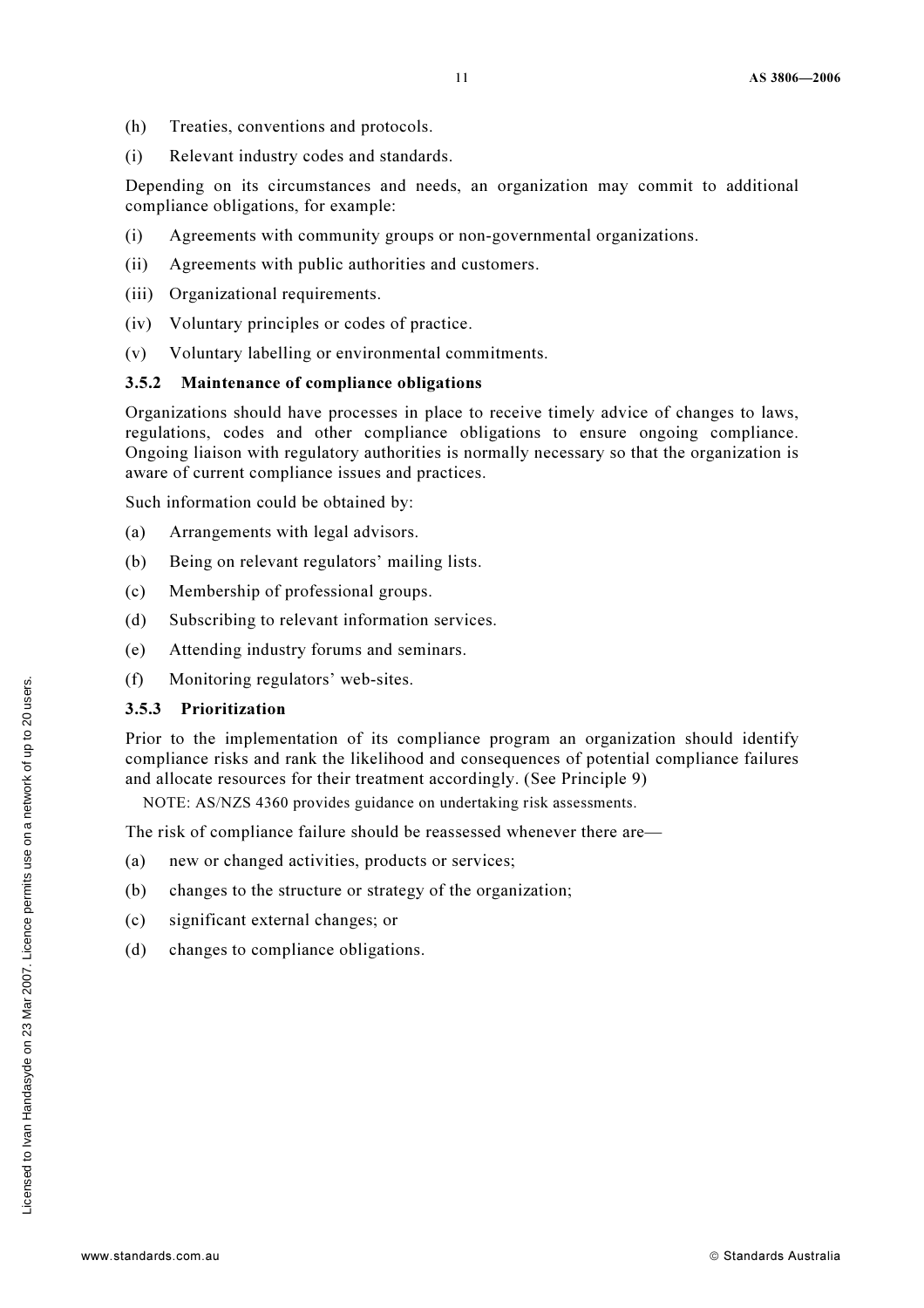(h) Treaties, conventions and protocols.

(i) Relevant industry codes and standards.

Depending on its circumstances and needs, an organization may commit to additional compliance obligations, for example:

(i) Agreements with community groups or non-governmental organizations.

(ii) Agreements with public authorities and customers.

(iii) Organizational requirements.

(iv) Voluntary principles or codes of practice.

(v) Voluntary labelling or environmental commitments.

### 3.5.2 Maintenance of compliance obligations

Organizations should have processes in place to receive timely advice of changes to laws, regulations, codes and other compliance obligations to ensure ongoing compliance. Ongoing liaison with regulatory authorities is normally necessary so that the organization is aware of current compliance issues and practices.

Such information could be obtained by:

(a) Arrangements with legal advisors.

(b) Being on relevant regulators' mailing lists.

(c) Membership of professional groups.

(d) Subscribing to relevant information services.

(e) Attending industry forums and seminars.

(f) Monitoring regulators' web-sites.

### 3.5.3 Prioritization

Prior to the implementation of its compliance program an organization should identify compliance risks and rank the likelihood and consequences of potential compliance failures and allocate resources for their treatment accordingly. (See Principle 9)

NOTE: AS/NZS 4360 provides guidance on undertaking risk assessments.

The risk of compliance failure should be reassessed whenever there are—

(a) new or changed activities, products or services;

(b) changes to the structure or strategy of the organization;

(c) significant external changes; or

(d) changes to compliance obligations.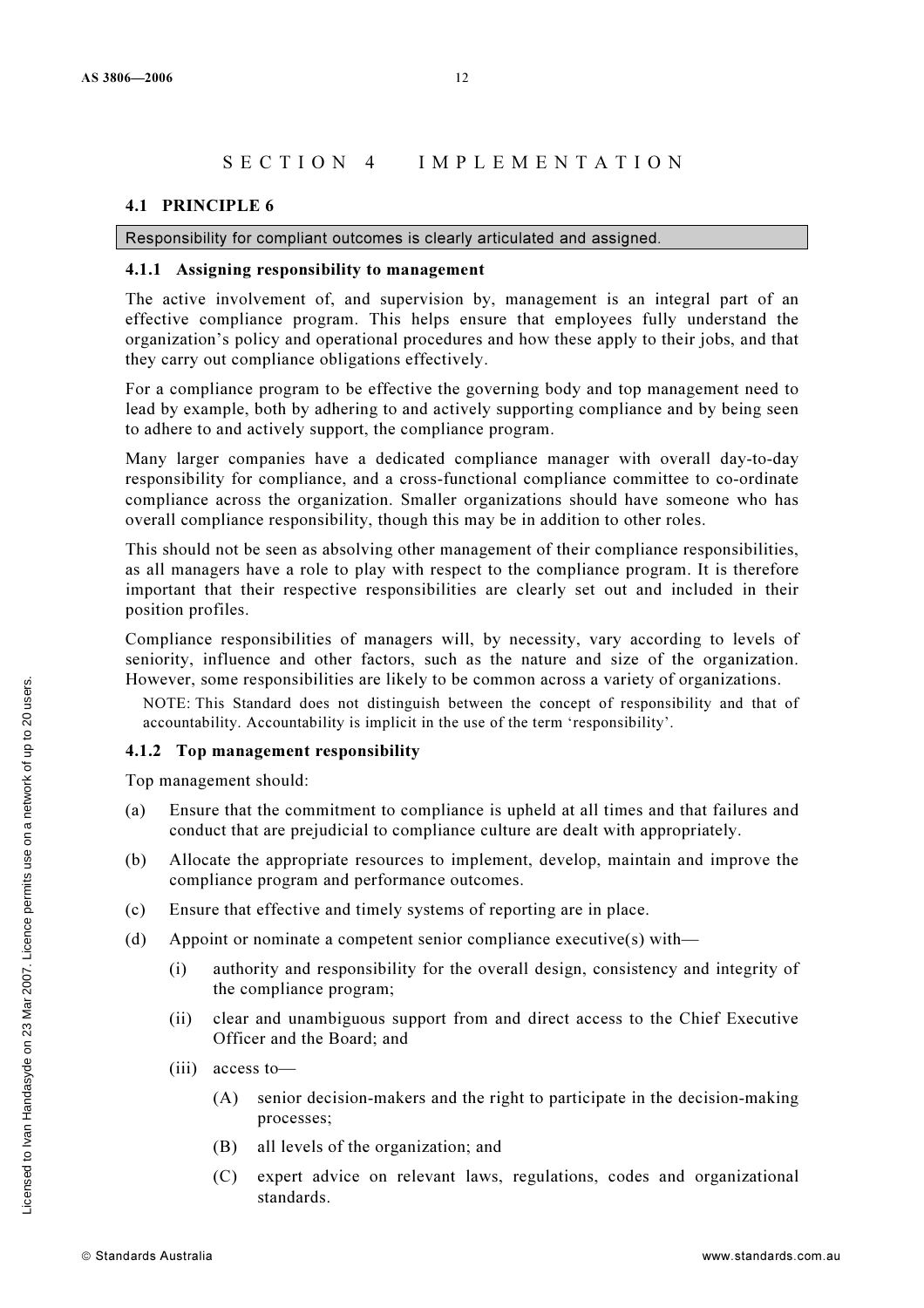# SECTION 4 IMPLEMENTATION

## 4.1 PRINCIPLE 6

Responsibility for compliant outcomes is clearly articulated and assigned.

### 4.1.1 Assigning responsibility to management

The active involvement of, and supervision by, management is an integral part of an effective compliance program. This helps ensure that employees fully understand the organization's policy and operational procedures and how these apply to their jobs, and that they carry out compliance obligations effectively.

For a compliance program to be effective the governing body and top management need to lead by example, both by adhering to and actively supporting compliance and by being seen to adhere to and actively support, the compliance program.

Many larger companies have a dedicated compliance manager with overall day-to-day responsibility for compliance, and a cross-functional compliance committee to co-ordinate compliance across the organization. Smaller organizations should have someone who has overall compliance responsibility, though this may be in addition to other roles.

This should not be seen as absolving other management of their compliance responsibilities, as all managers have a role to play with respect to the compliance program. It is therefore important that their respective responsibilities are clearly set out and included in their position profiles.

Compliance responsibilities of managers will, by necessity, vary according to levels of seniority, influence and other factors, such as the nature and size of the organization. However, some responsibilities are likely to be common across a variety of organizations.

NOTE: This Standard does not distinguish between the concept of responsibility and that of accountability. Accountability is implicit in the use of the term 'responsibility'.

### 4.1.2 Top management responsibility

Top management should:

(a) Ensure that the commitment to compliance is upheld at all times and that failures and conduct that are prejudicial to compliance culture are dealt with appropriately.

(b) Allocate the appropriate resources to implement, develop, maintain and improve the compliance program and performance outcomes.

(c) Ensure that effective and timely systems of reporting are in place.

(d) Appoint or nominate a competent senior compliance executive(s) with—

   (i) authority and responsibility for the overall design, consistency and integrity of the compliance program;

   (ii) clear and unambiguous support from and direct access to the Chief Executive Officer and the Board; and

   (iii) access to—

      (A) senior decision-makers and the right to participate in the decision-making processes;

      (B) all levels of the organization; and

      (C) expert advice on relevant laws, regulations, codes and organizational standards.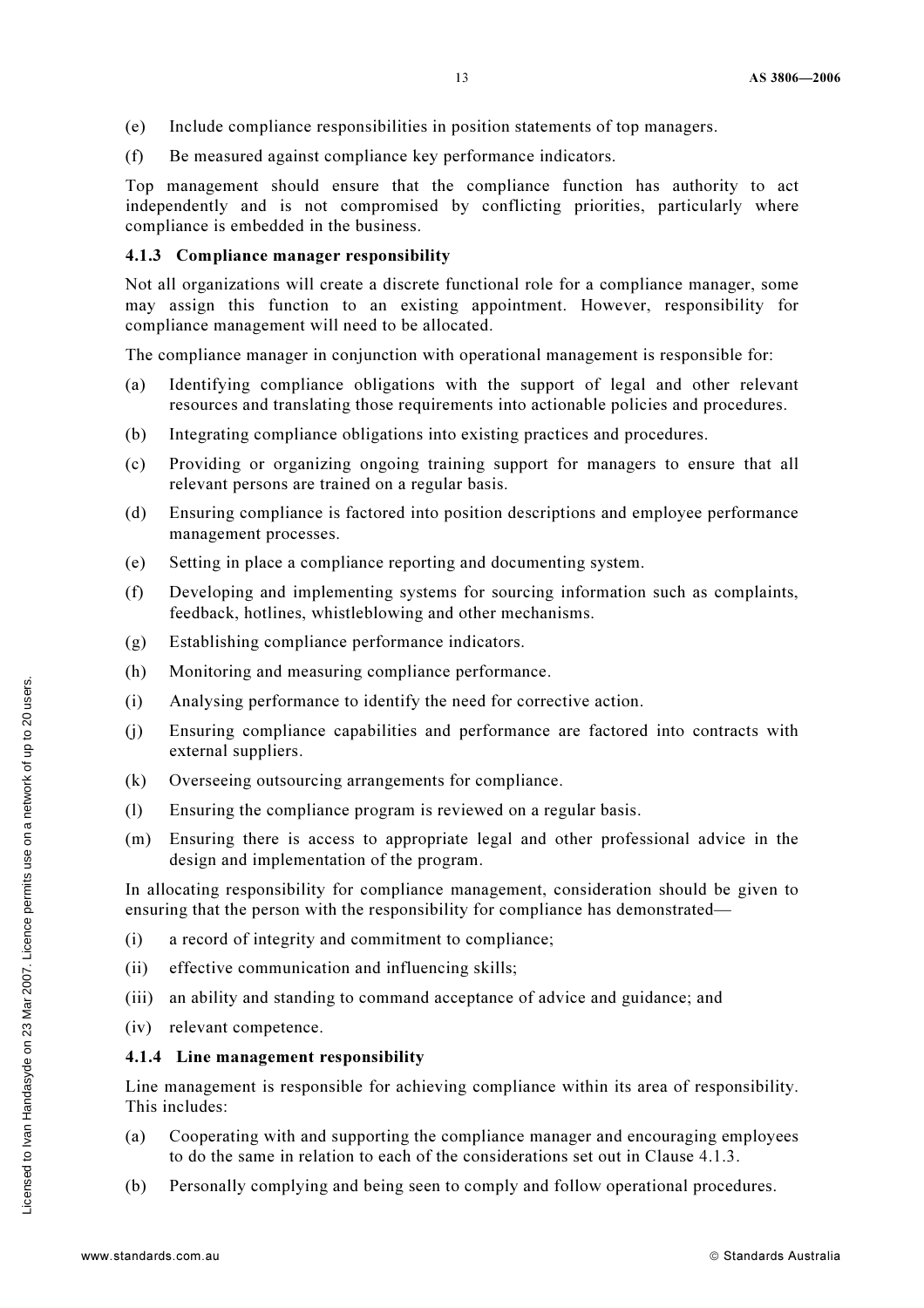(e) Include compliance responsibilities in position statements of top managers.

(f) Be measured against compliance key performance indicators.

Top management should ensure that the compliance function has authority to act independently and is not compromised by conflicting priorities, particularly where compliance is embedded in the business.

#### 4.1.3 Compliance manager responsibility

Not all organizations will create a discrete functional role for a compliance manager, some may assign this function to an existing appointment. However, responsibility for compliance management will need to be allocated.

The compliance manager in conjunction with operational management is responsible for:

(a) Identifying compliance obligations with the support of legal and other relevant resources and translating those requirements into actionable policies and procedures.

(b) Integrating compliance obligations into existing practices and procedures.

(c) Providing or organizing ongoing training support for managers to ensure that all relevant persons are trained on a regular basis.

(d) Ensuring compliance is factored into position descriptions and employee performance management processes.

(e) Setting in place a compliance reporting and documenting system.

(f) Developing and implementing systems for sourcing information such as complaints, feedback, hotlines, whistleblowing and other mechanisms.

(g) Establishing compliance performance indicators.

(h) Monitoring and measuring compliance performance.

(i) Analysing performance to identify the need for corrective action.

(j) Ensuring compliance capabilities and performance are factored into contracts with external suppliers.

(k) Overseeing outsourcing arrangements for compliance.

(l) Ensuring the compliance program is reviewed on a regular basis.

(m) Ensuring there is access to appropriate legal and other professional advice in the design and implementation of the program.

In allocating responsibility for compliance management, consideration should be given to ensuring that the person with the responsibility for compliance has demonstrated—

(i) a record of integrity and commitment to compliance;

(ii) effective communication and influencing skills;

(iii) an ability and standing to command acceptance of advice and guidance; and

(iv) relevant competence.

#### 4.1.4 Line management responsibility

Line management is responsible for achieving compliance within its area of responsibility. This includes:

(a) Cooperating with and supporting the compliance manager and encouraging employees to do the same in relation to each of the considerations set out in Clause 4.1.3.

(b) Personally complying and being seen to comply and follow operational procedures.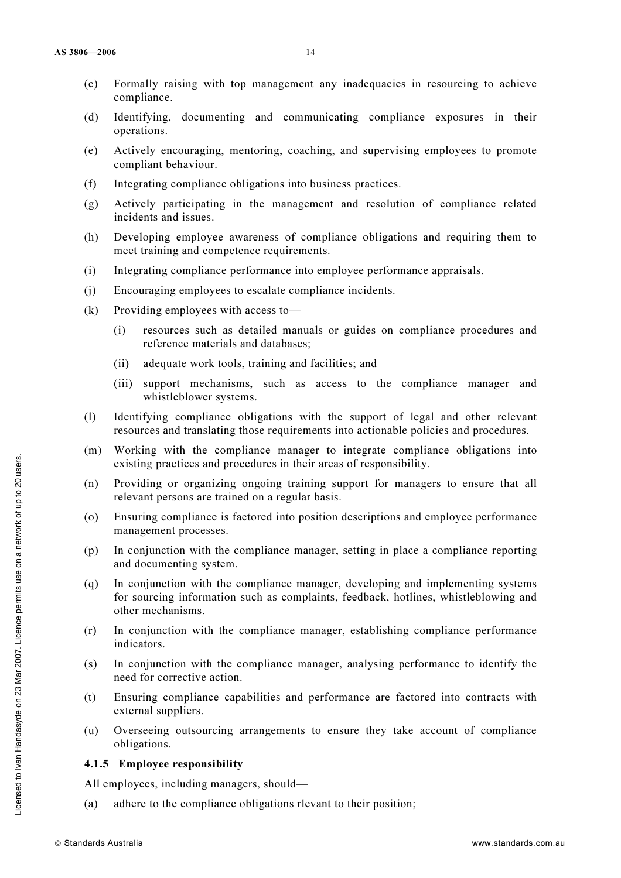(c) Formally raising with top management any inadequacies in resourcing to achieve compliance.

(d) Identifying, documenting and communicating compliance exposures in their operations.

(e) Actively encouraging, mentoring, coaching, and supervising employees to promote compliant behaviour.

(f) Integrating compliance obligations into business practices.

(g) Actively participating in the management and resolution of compliance related incidents and issues.

(h) Developing employee awareness of compliance obligations and requiring them to meet training and competence requirements.

(i) Integrating compliance performance into employee performance appraisals.

(j) Encouraging employees to escalate compliance incidents.

(k) Providing employees with access to—

    (i) resources such as detailed manuals or guides on compliance procedures and reference materials and databases;

    (ii) adequate work tools, training and facilities; and

    (iii) support mechanisms, such as access to the compliance manager and whistleblower systems.

(l) Identifying compliance obligations with the support of legal and other relevant resources and translating those requirements into actionable policies and procedures.

(m) Working with the compliance manager to integrate compliance obligations into existing practices and procedures in their areas of responsibility.

(n) Providing or organizing ongoing training support for managers to ensure that all relevant persons are trained on a regular basis.

(o) Ensuring compliance is factored into position descriptions and employee performance management processes.

(p) In conjunction with the compliance manager, setting in place a compliance reporting and documenting system.

(q) In conjunction with the compliance manager, developing and implementing systems for sourcing information such as complaints, feedback, hotlines, whistleblowing and other mechanisms.

(r) In conjunction with the compliance manager, establishing compliance performance indicators.

(s) In conjunction with the compliance manager, analysing performance to identify the need for corrective action.

(t) Ensuring compliance capabilities and performance are factored into contracts with external suppliers.

(u) Overseeing outsourcing arrangements to ensure they take account of compliance obligations.

### 4.1.5 Employee responsibility

All employees, including managers, should—

(a) adhere to the compliance obligations rlevant to their position;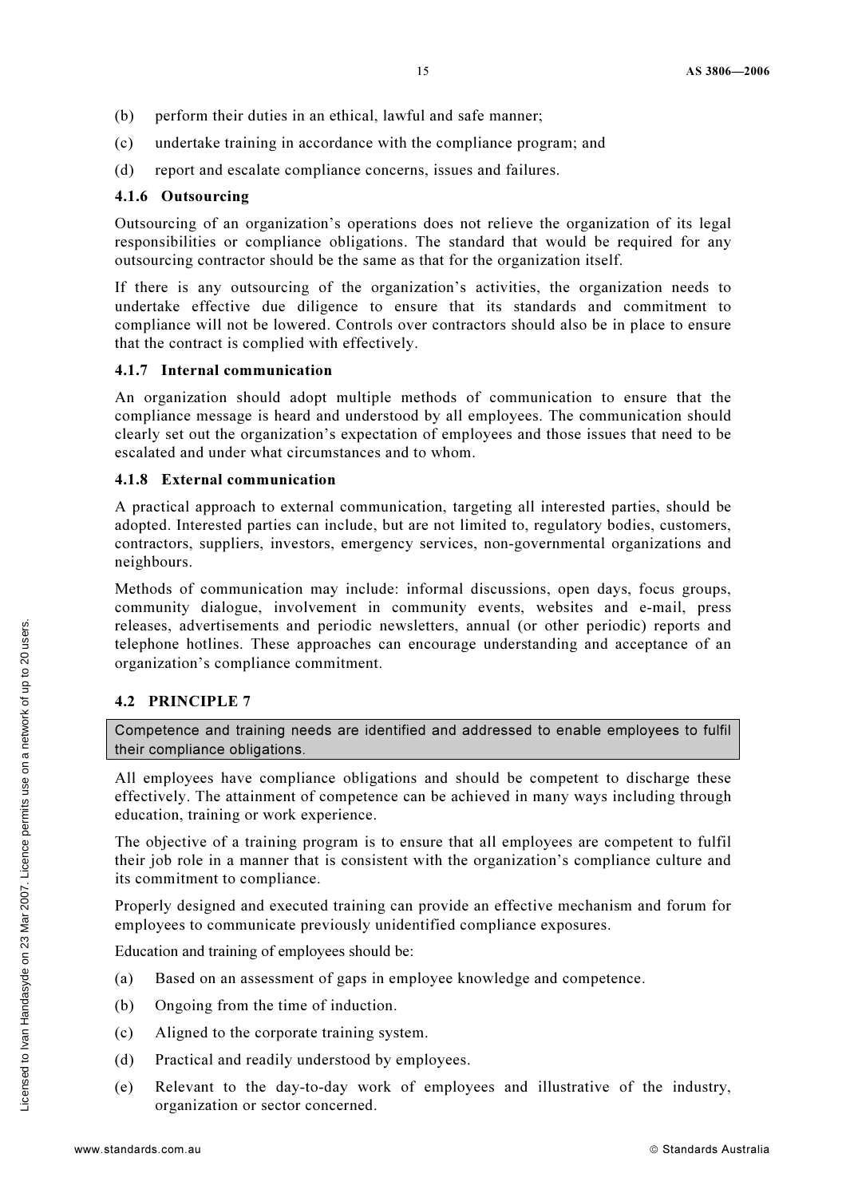(b) perform their duties in an ethical, lawful and safe manner;

(c) undertake training in accordance with the compliance program; and

(d) report and escalate compliance concerns, issues and failures.

### 4.1.6 Outsourcing

Outsourcing of an organization's operations does not relieve the organization of its legal responsibilities or compliance obligations. The standard that would be required for any outsourcing contractor should be the same as that for the organization itself.

If there is any outsourcing of the organization's activities, the organization needs to undertake effective due diligence to ensure that its standards and commitment to compliance will not be lowered. Controls over contractors should also be in place to ensure that the contract is complied with effectively.

### 4.1.7 Internal communication

An organization should adopt multiple methods of communication to ensure that the compliance message is heard and understood by all employees. The communication should clearly set out the organization's expectation of employees and those issues that need to be escalated and under what circumstances and to whom.

### 4.1.8 External communication

A practical approach to external communication, targeting all interested parties, should be adopted. Interested parties can include, but are not limited to, regulatory bodies, customers, contractors, suppliers, investors, emergency services, non-governmental organizations and neighbours.

Methods of communication may include: informal discussions, open days, focus groups, community dialogue, involvement in community events, websites and e-mail, press releases, advertisements and periodic newsletters, annual (or other periodic) reports and telephone hotlines. These approaches can encourage understanding and acceptance of an organization's compliance commitment.

## 4.2 PRINCIPLE 7

> Competence and training needs are identified and addressed to enable employees to fulfil their compliance obligations.

All employees have compliance obligations and should be competent to discharge these effectively. The attainment of competence can be achieved in many ways including through education, training or work experience.

The objective of a training program is to ensure that all employees are competent to fulfil their job role in a manner that is consistent with the organization's compliance culture and its commitment to compliance.

Properly designed and executed training can provide an effective mechanism and forum for employees to communicate previously unidentified compliance exposures.

Education and training of employees should be:

(a) Based on an assessment of gaps in employee knowledge and competence.

(b) Ongoing from the time of induction.

(c) Aligned to the corporate training system.

(d) Practical and readily understood by employees.

(e) Relevant to the day-to-day work of employees and illustrative of the industry, organization or sector concerned.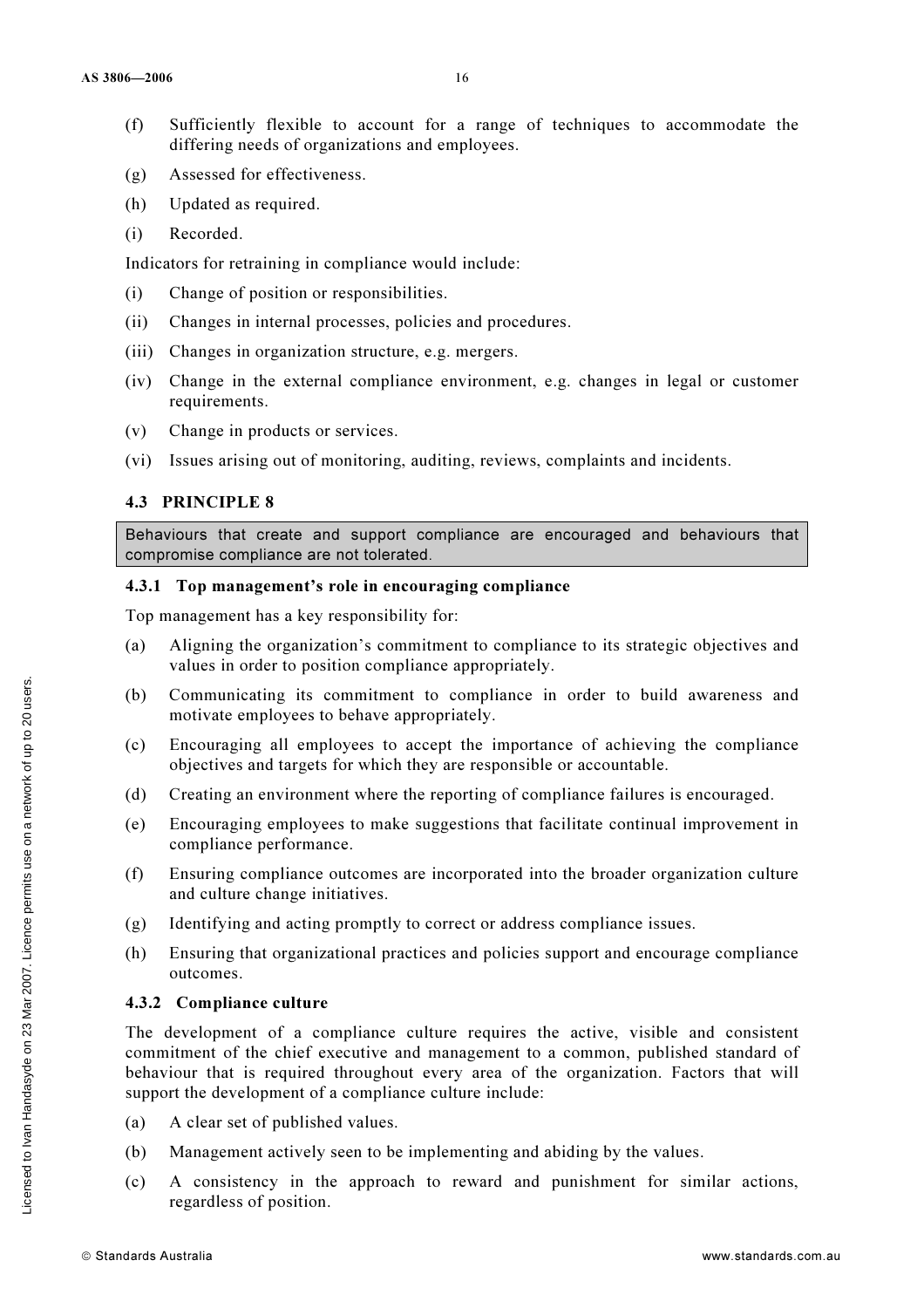(f) Sufficiently flexible to account for a range of techniques to accommodate the differing needs of organizations and employees.

(g) Assessed for effectiveness.

(h) Updated as required.

(i) Recorded.

Indicators for retraining in compliance would include:

(i) Change of position or responsibilities.

(ii) Changes in internal processes, policies and procedures.

(iii) Changes in organization structure, e.g. mergers.

(iv) Change in the external compliance environment, e.g. changes in legal or customer requirements.

(v) Change in products or services.

(vi) Issues arising out of monitoring, auditing, reviews, complaints and incidents.

### 4.3 PRINCIPLE 8

Behaviours that create and support compliance are encouraged and behaviours that compromise compliance are not tolerated.

#### 4.3.1 Top management's role in encouraging compliance

Top management has a key responsibility for:

(a) Aligning the organization's commitment to compliance to its strategic objectives and values in order to position compliance appropriately.

(b) Communicating its commitment to compliance in order to build awareness and motivate employees to behave appropriately.

(c) Encouraging all employees to accept the importance of achieving the compliance objectives and targets for which they are responsible or accountable.

(d) Creating an environment where the reporting of compliance failures is encouraged.

(e) Encouraging employees to make suggestions that facilitate continual improvement in compliance performance.

(f) Ensuring compliance outcomes are incorporated into the broader organization culture and culture change initiatives.

(g) Identifying and acting promptly to correct or address compliance issues.

(h) Ensuring that organizational practices and policies support and encourage compliance outcomes.

#### 4.3.2 Compliance culture

The development of a compliance culture requires the active, visible and consistent commitment of the chief executive and management to a common, published standard of behaviour that is required throughout every area of the organization. Factors that will support the development of a compliance culture include:

(a) A clear set of published values.

(b) Management actively seen to be implementing and abiding by the values.

(c) A consistency in the approach to reward and punishment for similar actions, regardless of position.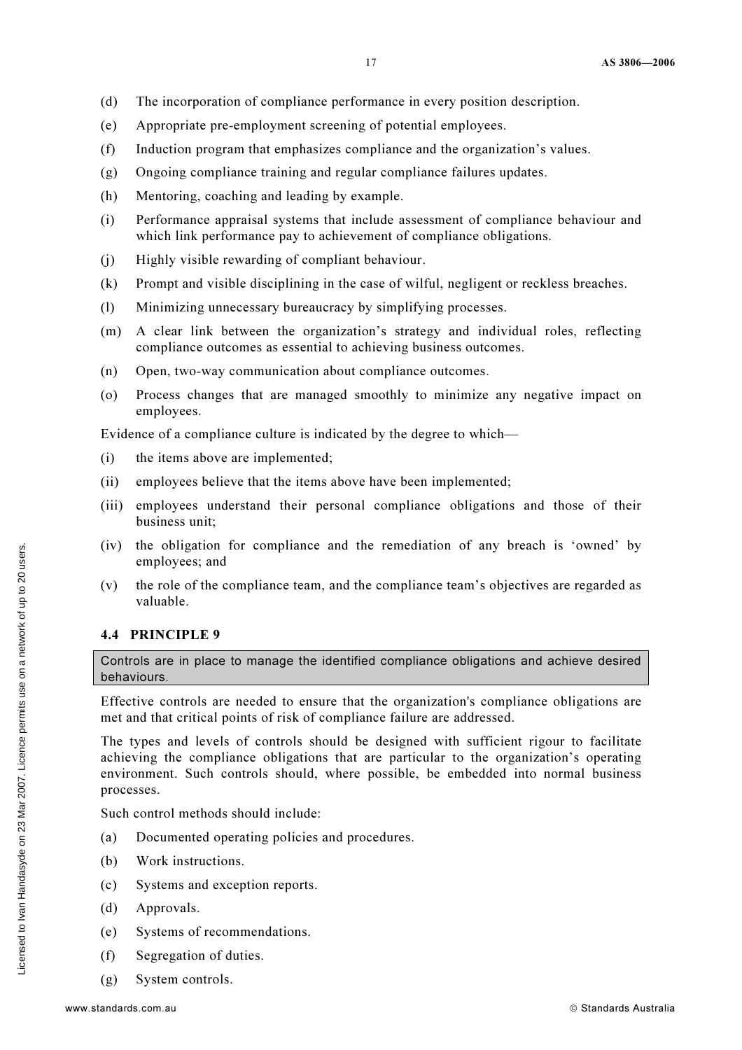(d) The incorporation of compliance performance in every position description.

(e) Appropriate pre-employment screening of potential employees.

(f) Induction program that emphasizes compliance and the organization's values.

(g) Ongoing compliance training and regular compliance failures updates.

(h) Mentoring, coaching and leading by example.

(i) Performance appraisal systems that include assessment of compliance behaviour and which link performance pay to achievement of compliance obligations.

(j) Highly visible rewarding of compliant behaviour.

(k) Prompt and visible disciplining in the case of wilful, negligent or reckless breaches.

(l) Minimizing unnecessary bureaucracy by simplifying processes.

(m) A clear link between the organization's strategy and individual roles, reflecting compliance outcomes as essential to achieving business outcomes.

(n) Open, two-way communication about compliance outcomes.

(o) Process changes that are managed smoothly to minimize any negative impact on employees.

Evidence of a compliance culture is indicated by the degree to which—

(i) the items above are implemented;

(ii) employees believe that the items above have been implemented;

(iii) employees understand their personal compliance obligations and those of their business unit;

(iv) the obligation for compliance and the remediation of any breach is 'owned' by employees; and

(v) the role of the compliance team, and the compliance team's objectives are regarded as valuable.

### 4.4 PRINCIPLE 9

> Controls are in place to manage the identified compliance obligations and achieve desired behaviours.

Effective controls are needed to ensure that the organization's compliance obligations are met and that critical points of risk of compliance failure are addressed.

The types and levels of controls should be designed with sufficient rigour to facilitate achieving the compliance obligations that are particular to the organization's operating environment. Such controls should, where possible, be embedded into normal business processes.

Such control methods should include:

(a) Documented operating policies and procedures.

(b) Work instructions.

(c) Systems and exception reports.

(d) Approvals.

(e) Systems of recommendations.

(f) Segregation of duties.

(g) System controls.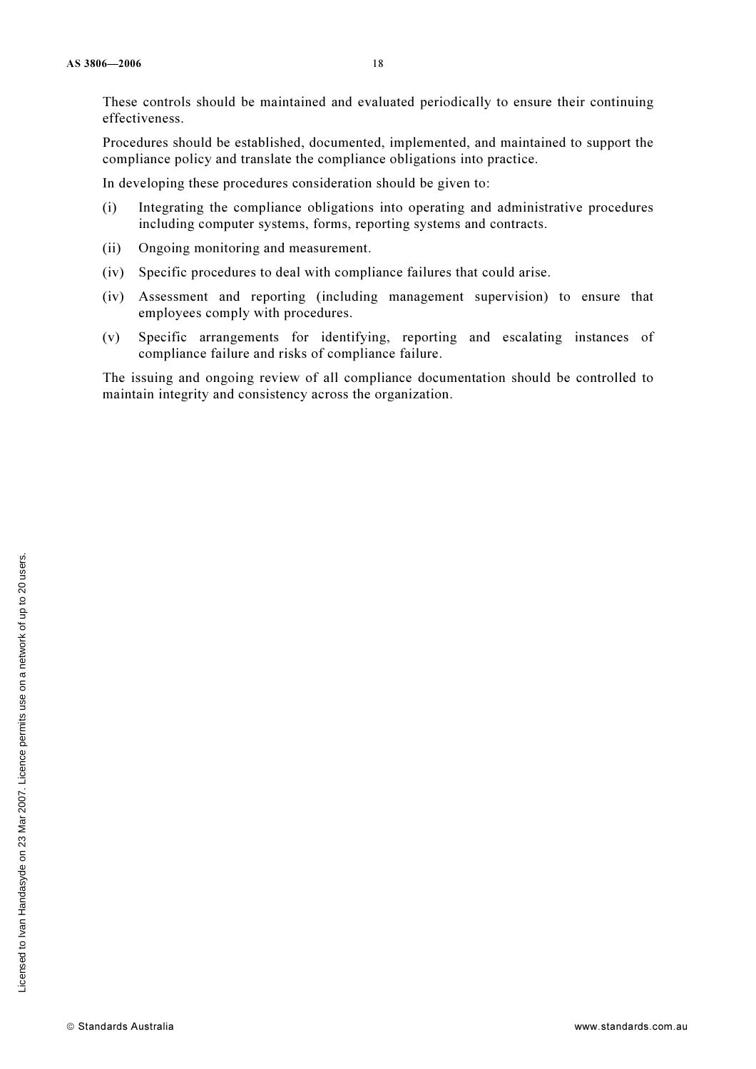These controls should be maintained and evaluated periodically to ensure their continuing effectiveness.

Procedures should be established, documented, implemented, and maintained to support the compliance policy and translate the compliance obligations into practice.

In developing these procedures consideration should be given to:

(i) Integrating the compliance obligations into operating and administrative procedures including computer systems, forms, reporting systems and contracts.

(ii) Ongoing monitoring and measurement.

(iv) Specific procedures to deal with compliance failures that could arise.

(iv) Assessment and reporting (including management supervision) to ensure that employees comply with procedures.

(v) Specific arrangements for identifying, reporting and escalating instances of compliance failure and risks of compliance failure.

The issuing and ongoing review of all compliance documentation should be controlled to maintain integrity and consistency across the organization.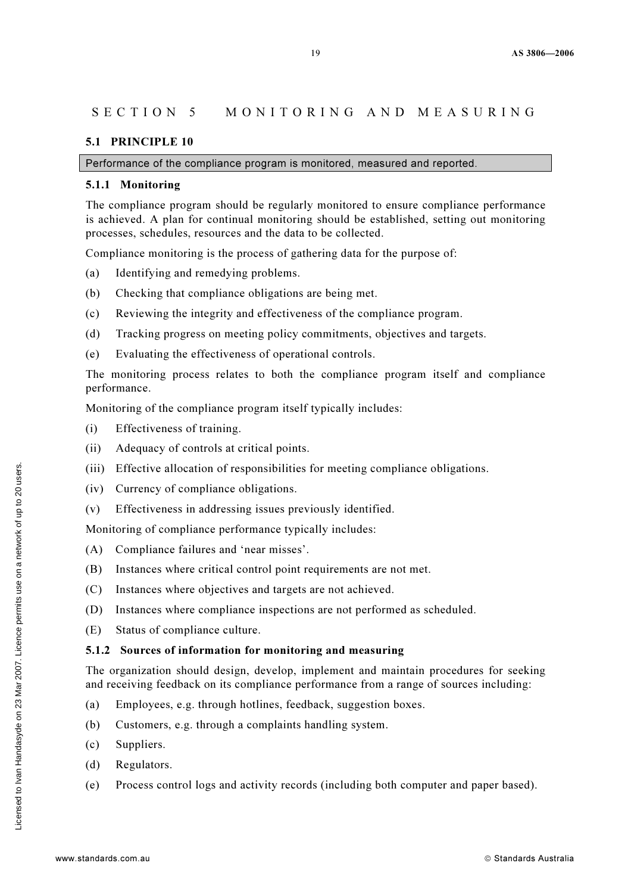# SECTION 5 MONITORING AND MEASURING

## 5.1 PRINCIPLE 10

Performance of the compliance program is monitored, measured and reported.

### 5.1.1 Monitoring

The compliance program should be regularly monitored to ensure compliance performance is achieved. A plan for continual monitoring should be established, setting out monitoring processes, schedules, resources and the data to be collected.

Compliance monitoring is the process of gathering data for the purpose of:

(a) Identifying and remedying problems.

(b) Checking that compliance obligations are being met.

(c) Reviewing the integrity and effectiveness of the compliance program.

(d) Tracking progress on meeting policy commitments, objectives and targets.

(e) Evaluating the effectiveness of operational controls.

The monitoring process relates to both the compliance program itself and compliance performance.

Monitoring of the compliance program itself typically includes:

(i) Effectiveness of training.

(ii) Adequacy of controls at critical points.

(iii) Effective allocation of responsibilities for meeting compliance obligations.

(iv) Currency of compliance obligations.

(v) Effectiveness in addressing issues previously identified.

Monitoring of compliance performance typically includes:

(A) Compliance failures and 'near misses'.

(B) Instances where critical control point requirements are not met.

(C) Instances where objectives and targets are not achieved.

(D) Instances where compliance inspections are not performed as scheduled.

(E) Status of compliance culture.

### 5.1.2 Sources of information for monitoring and measuring

The organization should design, develop, implement and maintain procedures for seeking and receiving feedback on its compliance performance from a range of sources including:

(a) Employees, e.g. through hotlines, feedback, suggestion boxes.

(b) Customers, e.g. through a complaints handling system.

(c) Suppliers.

(d) Regulators.

(e) Process control logs and activity records (including both computer and paper based).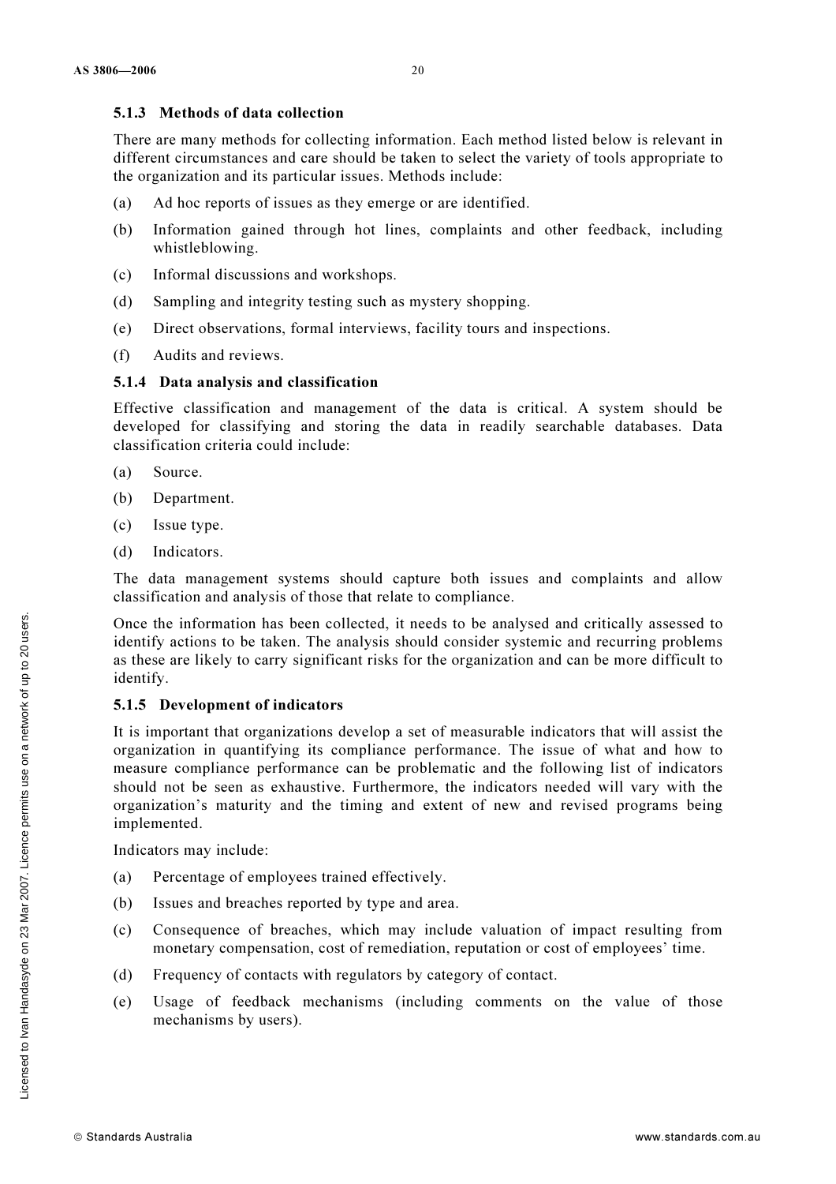### 5.1.3 Methods of data collection

There are many methods for collecting information. Each method listed below is relevant in different circumstances and care should be taken to select the variety of tools appropriate to the organization and its particular issues. Methods include:

(a) Ad hoc reports of issues as they emerge or are identified.

(b) Information gained through hot lines, complaints and other feedback, including whistleblowing.

(c) Informal discussions and workshops.

(d) Sampling and integrity testing such as mystery shopping.

(e) Direct observations, formal interviews, facility tours and inspections.

(f) Audits and reviews.

### 5.1.4 Data analysis and classification

Effective classification and management of the data is critical. A system should be developed for classifying and storing the data in readily searchable databases. Data classification criteria could include:

(a) Source.

(b) Department.

(c) Issue type.

(d) Indicators.

The data management systems should capture both issues and complaints and allow classification and analysis of those that relate to compliance.

Once the information has been collected, it needs to be analysed and critically assessed to identify actions to be taken. The analysis should consider systemic and recurring problems as these are likely to carry significant risks for the organization and can be more difficult to identify.

### 5.1.5 Development of indicators

It is important that organizations develop a set of measurable indicators that will assist the organization in quantifying its compliance performance. The issue of what and how to measure compliance performance can be problematic and the following list of indicators should not be seen as exhaustive. Furthermore, the indicators needed will vary with the organization's maturity and the timing and extent of new and revised programs being implemented.

Indicators may include:

(a) Percentage of employees trained effectively.

(b) Issues and breaches reported by type and area.

(c) Consequence of breaches, which may include valuation of impact resulting from monetary compensation, cost of remediation, reputation or cost of employees' time.

(d) Frequency of contacts with regulators by category of contact.

(e) Usage of feedback mechanisms (including comments on the value of those mechanisms by users).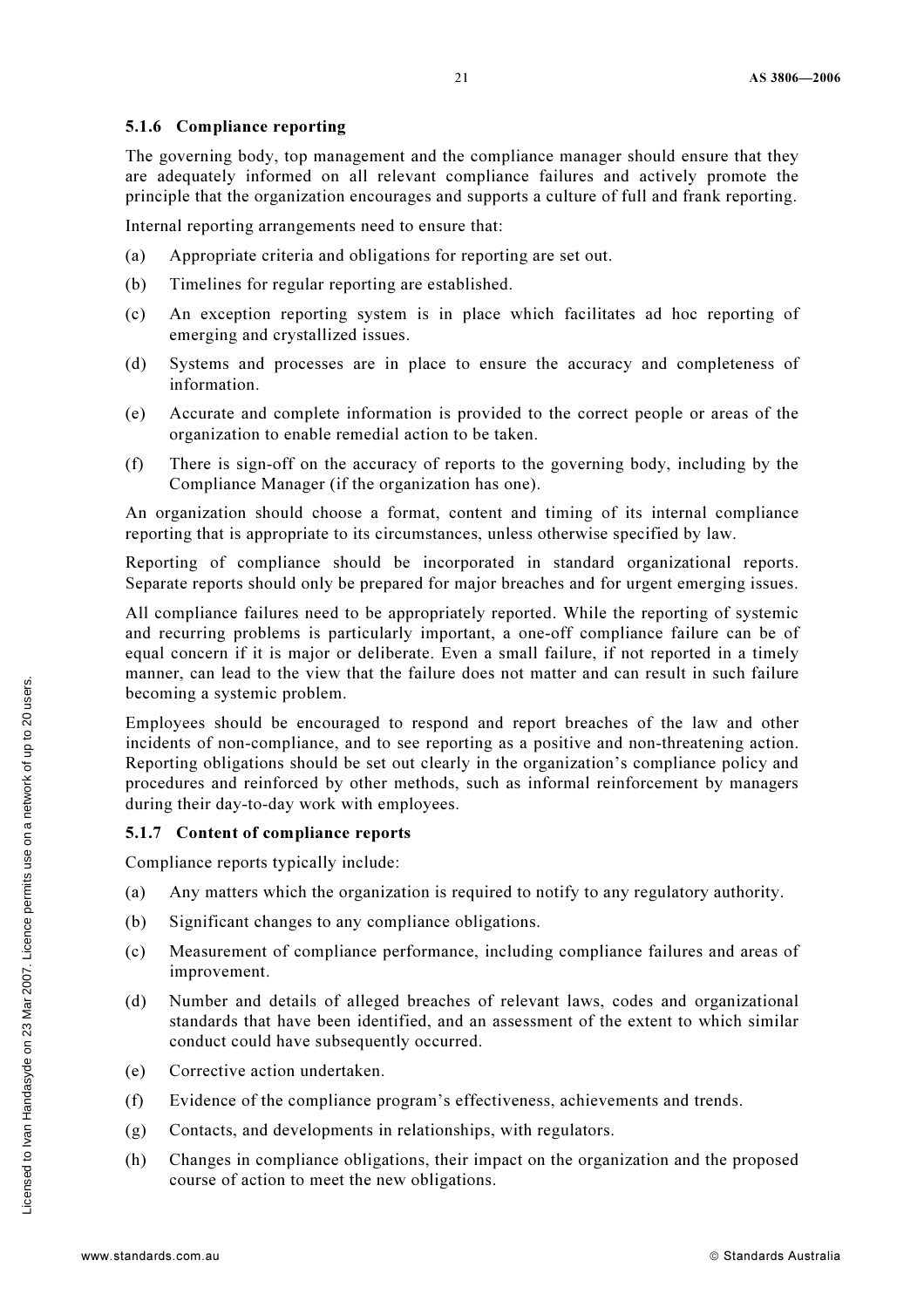### 5.1.6 Compliance reporting

The governing body, top management and the compliance manager should ensure that they are adequately informed on all relevant compliance failures and actively promote the principle that the organization encourages and supports a culture of full and frank reporting.

Internal reporting arrangements need to ensure that:

(a) Appropriate criteria and obligations for reporting are set out.

(b) Timelines for regular reporting are established.

(c) An exception reporting system is in place which facilitates ad hoc reporting of emerging and crystallized issues.

(d) Systems and processes are in place to ensure the accuracy and completeness of information.

(e) Accurate and complete information is provided to the correct people or areas of the organization to enable remedial action to be taken.

(f) There is sign-off on the accuracy of reports to the governing body, including by the Compliance Manager (if the organization has one).

An organization should choose a format, content and timing of its internal compliance reporting that is appropriate to its circumstances, unless otherwise specified by law.

Reporting of compliance should be incorporated in standard organizational reports. Separate reports should only be prepared for major breaches and for urgent emerging issues.

All compliance failures need to be appropriately reported. While the reporting of systemic and recurring problems is particularly important, a one-off compliance failure can be of equal concern if it is major or deliberate. Even a small failure, if not reported in a timely manner, can lead to the view that the failure does not matter and can result in such failure becoming a systemic problem.

Employees should be encouraged to respond and report breaches of the law and other incidents of non-compliance, and to see reporting as a positive and non-threatening action. Reporting obligations should be set out clearly in the organization's compliance policy and procedures and reinforced by other methods, such as informal reinforcement by managers during their day-to-day work with employees.

### 5.1.7 Content of compliance reports

Compliance reports typically include:

(a) Any matters which the organization is required to notify to any regulatory authority.

(b) Significant changes to any compliance obligations.

(c) Measurement of compliance performance, including compliance failures and areas of improvement.

(d) Number and details of alleged breaches of relevant laws, codes and organizational standards that have been identified, and an assessment of the extent to which similar conduct could have subsequently occurred.

(e) Corrective action undertaken.

(f) Evidence of the compliance program's effectiveness, achievements and trends.

(g) Contacts, and developments in relationships, with regulators.

(h) Changes in compliance obligations, their impact on the organization and the proposed course of action to meet the new obligations.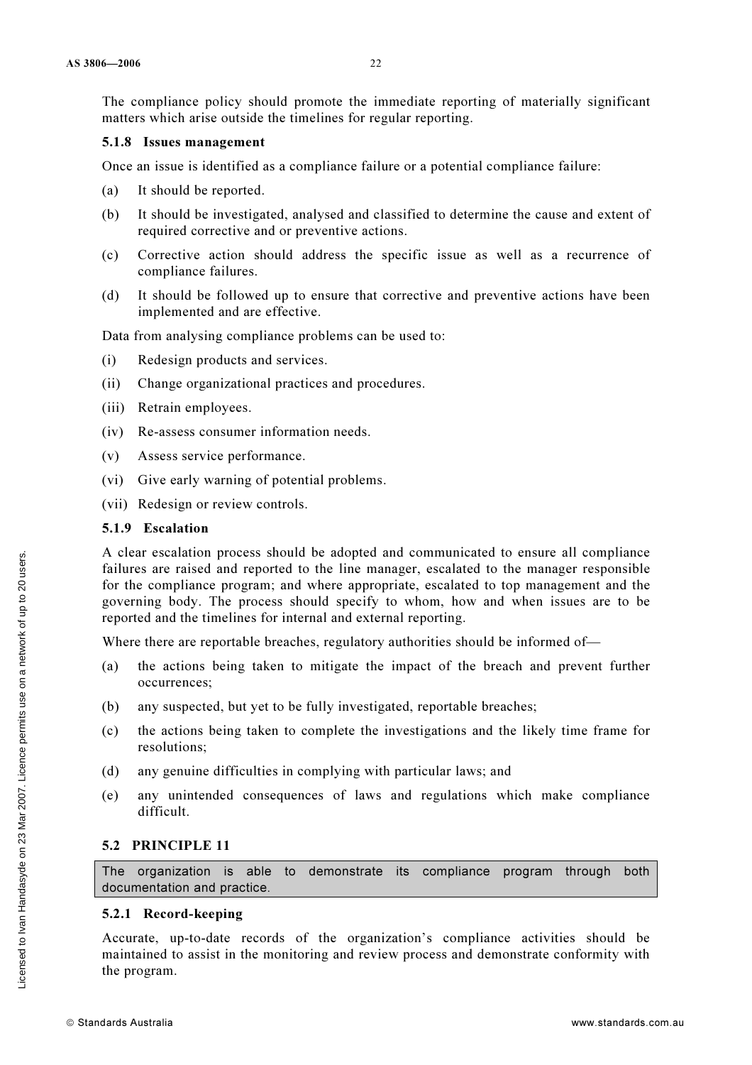The compliance policy should promote the immediate reporting of materially significant matters which arise outside the timelines for regular reporting.

### 5.1.8 Issues management

Once an issue is identified as a compliance failure or a potential compliance failure:

(a) It should be reported.

(b) It should be investigated, analysed and classified to determine the cause and extent of required corrective and or preventive actions.

(c) Corrective action should address the specific issue as well as a recurrence of compliance failures.

(d) It should be followed up to ensure that corrective and preventive actions have been implemented and are effective.

Data from analysing compliance problems can be used to:

(i) Redesign products and services.

(ii) Change organizational practices and procedures.

(iii) Retrain employees.

(iv) Re-assess consumer information needs.

(v) Assess service performance.

(vi) Give early warning of potential problems.

(vii) Redesign or review controls.

### 5.1.9 Escalation

A clear escalation process should be adopted and communicated to ensure all compliance failures are raised and reported to the line manager, escalated to the manager responsible for the compliance program; and where appropriate, escalated to top management and the governing body. The process should specify to whom, how and when issues are to be reported and the timelines for internal and external reporting.

Where there are reportable breaches, regulatory authorities should be informed of—

(a) the actions being taken to mitigate the impact of the breach and prevent further occurrences;

(b) any suspected, but yet to be fully investigated, reportable breaches;

(c) the actions being taken to complete the investigations and the likely time frame for resolutions;

(d) any genuine difficulties in complying with particular laws; and

(e) any unintended consequences of laws and regulations which make compliance difficult.

## 5.2 PRINCIPLE 11

> The organization is able to demonstrate its compliance program through both documentation and practice.

### 5.2.1 Record-keeping

Accurate, up-to-date records of the organization's compliance activities should be maintained to assist in the monitoring and review process and demonstrate conformity with the program.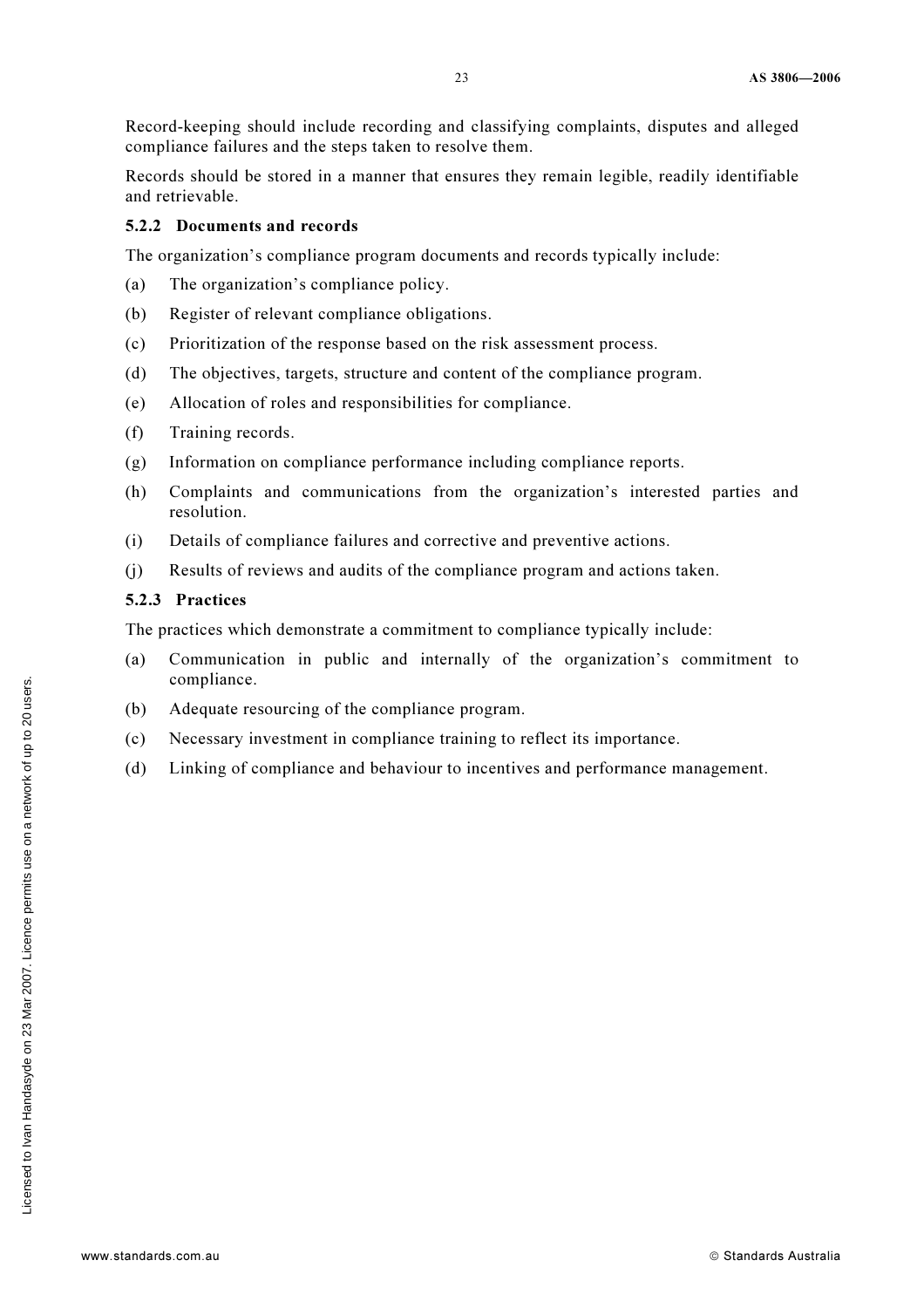Record-keeping should include recording and classifying complaints, disputes and alleged compliance failures and the steps taken to resolve them.

Records should be stored in a manner that ensures they remain legible, readily identifiable and retrievable.

### 5.2.2 Documents and records

The organization's compliance program documents and records typically include:

(a) The organization's compliance policy.

(b) Register of relevant compliance obligations.

(c) Prioritization of the response based on the risk assessment process.

(d) The objectives, targets, structure and content of the compliance program.

(e) Allocation of roles and responsibilities for compliance.

(f) Training records.

(g) Information on compliance performance including compliance reports.

(h) Complaints and communications from the organization's interested parties and resolution.

(i) Details of compliance failures and corrective and preventive actions.

(j) Results of reviews and audits of the compliance program and actions taken.

### 5.2.3 Practices

The practices which demonstrate a commitment to compliance typically include:

(a) Communication in public and internally of the organization's commitment to compliance.

(b) Adequate resourcing of the compliance program.

(c) Necessary investment in compliance training to reflect its importance.

(d) Linking of compliance and behaviour to incentives and performance management.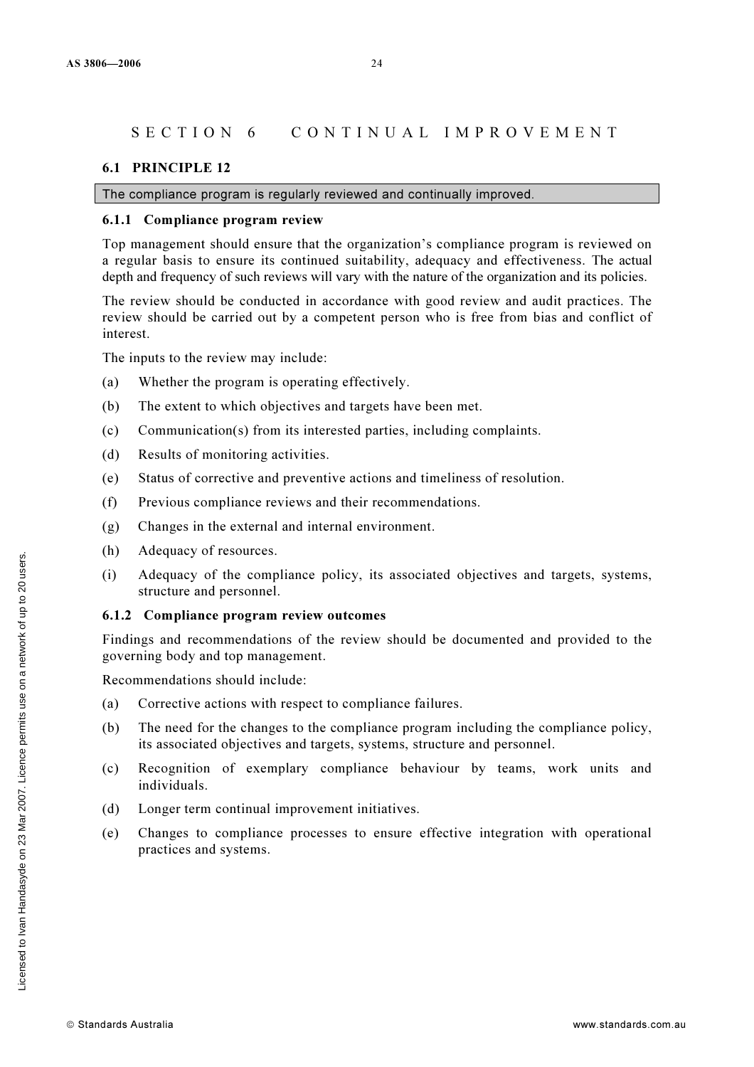# SECTION 6 CONTINUAL IMPROVEMENT

## 6.1 PRINCIPLE 12

The compliance program is regularly reviewed and continually improved.

### 6.1.1 Compliance program review

Top management should ensure that the organization's compliance program is reviewed on a regular basis to ensure its continued suitability, adequacy and effectiveness. The actual depth and frequency of such reviews will vary with the nature of the organization and its policies.

The review should be conducted in accordance with good review and audit practices. The review should be carried out by a competent person who is free from bias and conflict of interest.

The inputs to the review may include:

(a) Whether the program is operating effectively.

(b) The extent to which objectives and targets have been met.

(c) Communication(s) from its interested parties, including complaints.

(d) Results of monitoring activities.

(e) Status of corrective and preventive actions and timeliness of resolution.

(f) Previous compliance reviews and their recommendations.

(g) Changes in the external and internal environment.

(h) Adequacy of resources.

(i) Adequacy of the compliance policy, its associated objectives and targets, systems, structure and personnel.

### 6.1.2 Compliance program review outcomes

Findings and recommendations of the review should be documented and provided to the governing body and top management.

Recommendations should include:

(a) Corrective actions with respect to compliance failures.

(b) The need for the changes to the compliance program including the compliance policy, its associated objectives and targets, systems, structure and personnel.

(c) Recognition of exemplary compliance behaviour by teams, work units and individuals.

(d) Longer term continual improvement initiatives.

(e) Changes to compliance processes to ensure effective integration with operational practices and systems.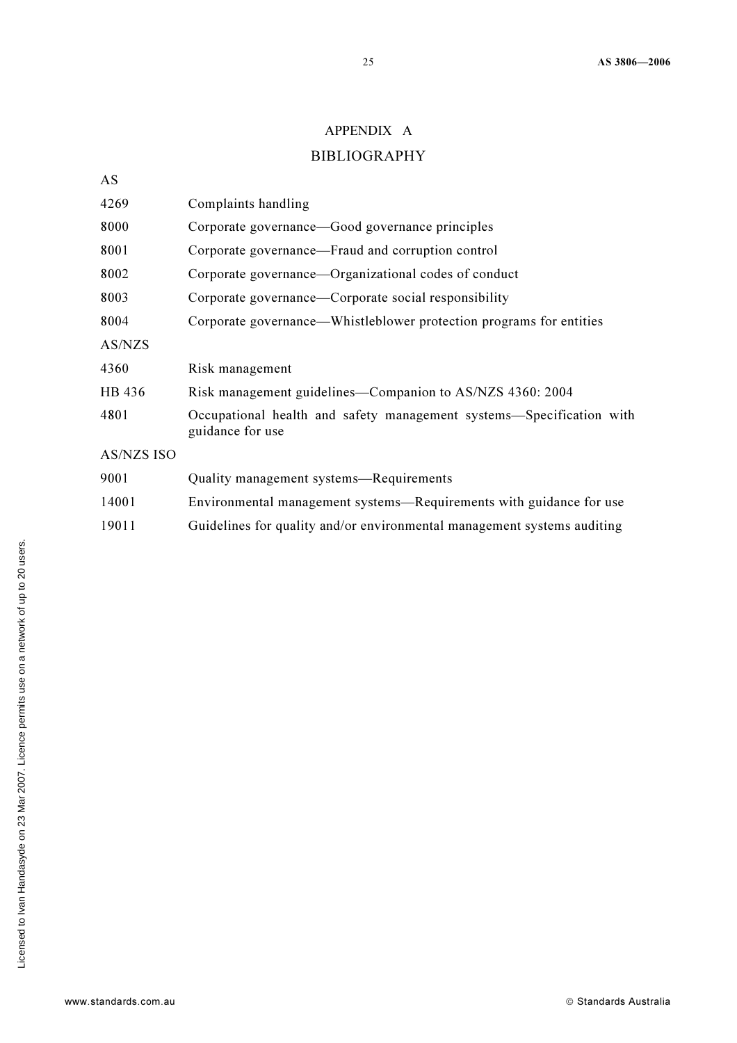# APPENDIX A

## BIBLIOGRAPHY

AS

| | |
|---|---|
| 4269 | Complaints handling |
| 8000 | Corporate governance—Good governance principles |
| 8001 | Corporate governance—Fraud and corruption control |
| 8002 | Corporate governance—Organizational codes of conduct |
| 8003 | Corporate governance—Corporate social responsibility |
| 8004 | Corporate governance—Whistleblower protection programs for entities |

AS/NZS

| | |
|---|---|
| 4360 | Risk management |
| HB 436 | Risk management guidelines—Companion to AS/NZS 4360: 2004 |
| 4801 | Occupational health and safety management systems—Specification with guidance for use |

AS/NZS ISO

| | |
|---|---|
| 9001 | Quality management systems—Requirements |
| 14001 | Environmental management systems—Requirements with guidance for use |
| 19011 | Guidelines for quality and/or environmental management systems auditing |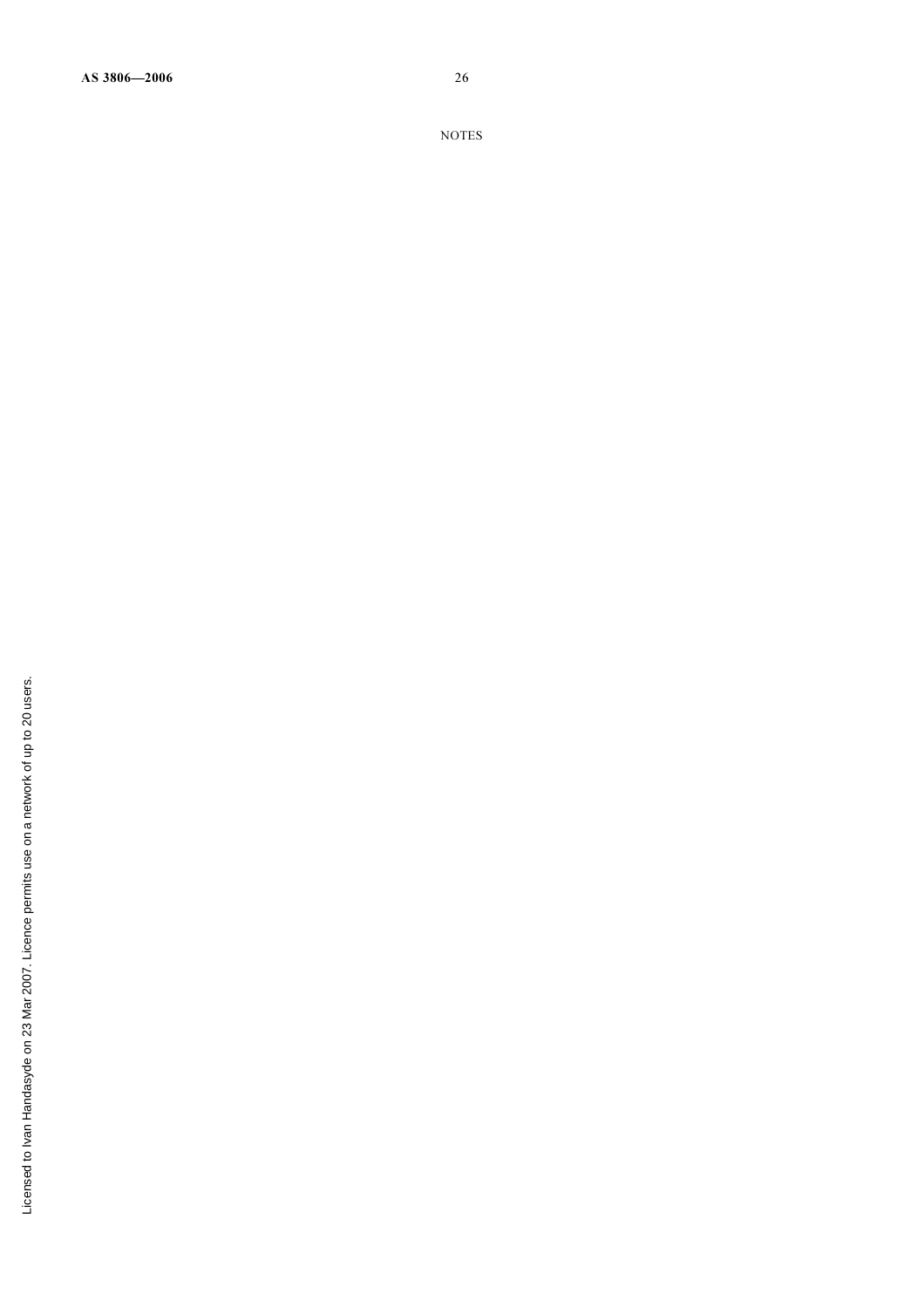NOTES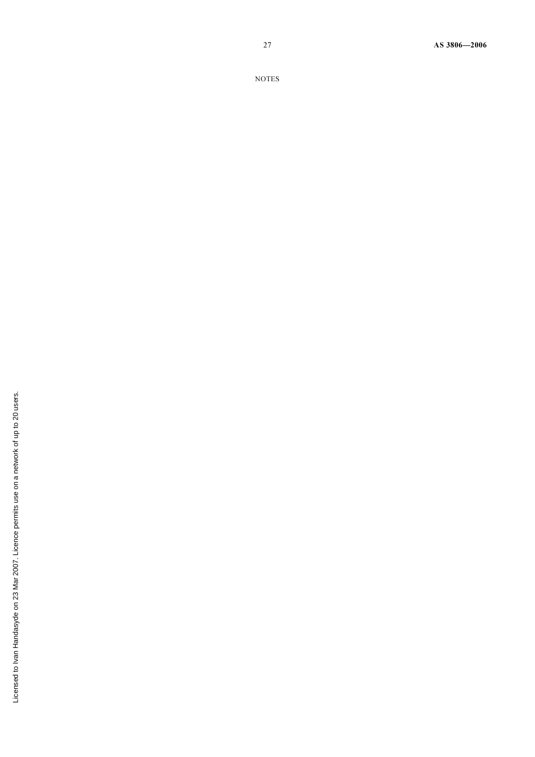NOTES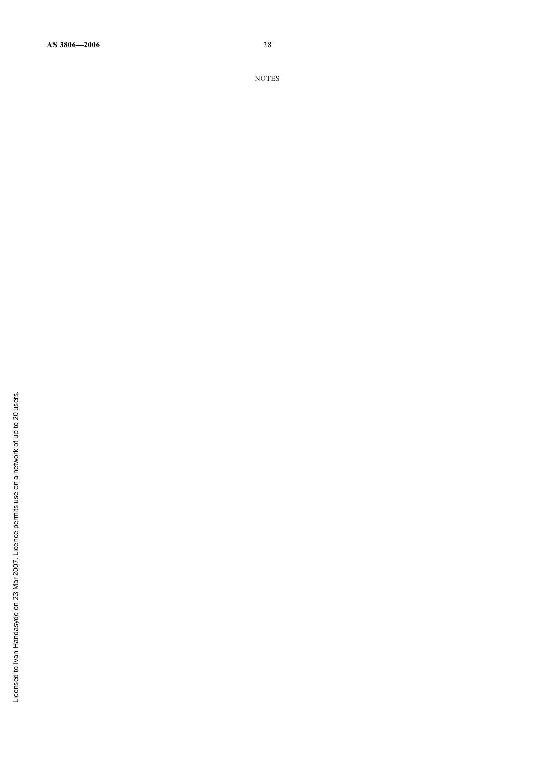NOTES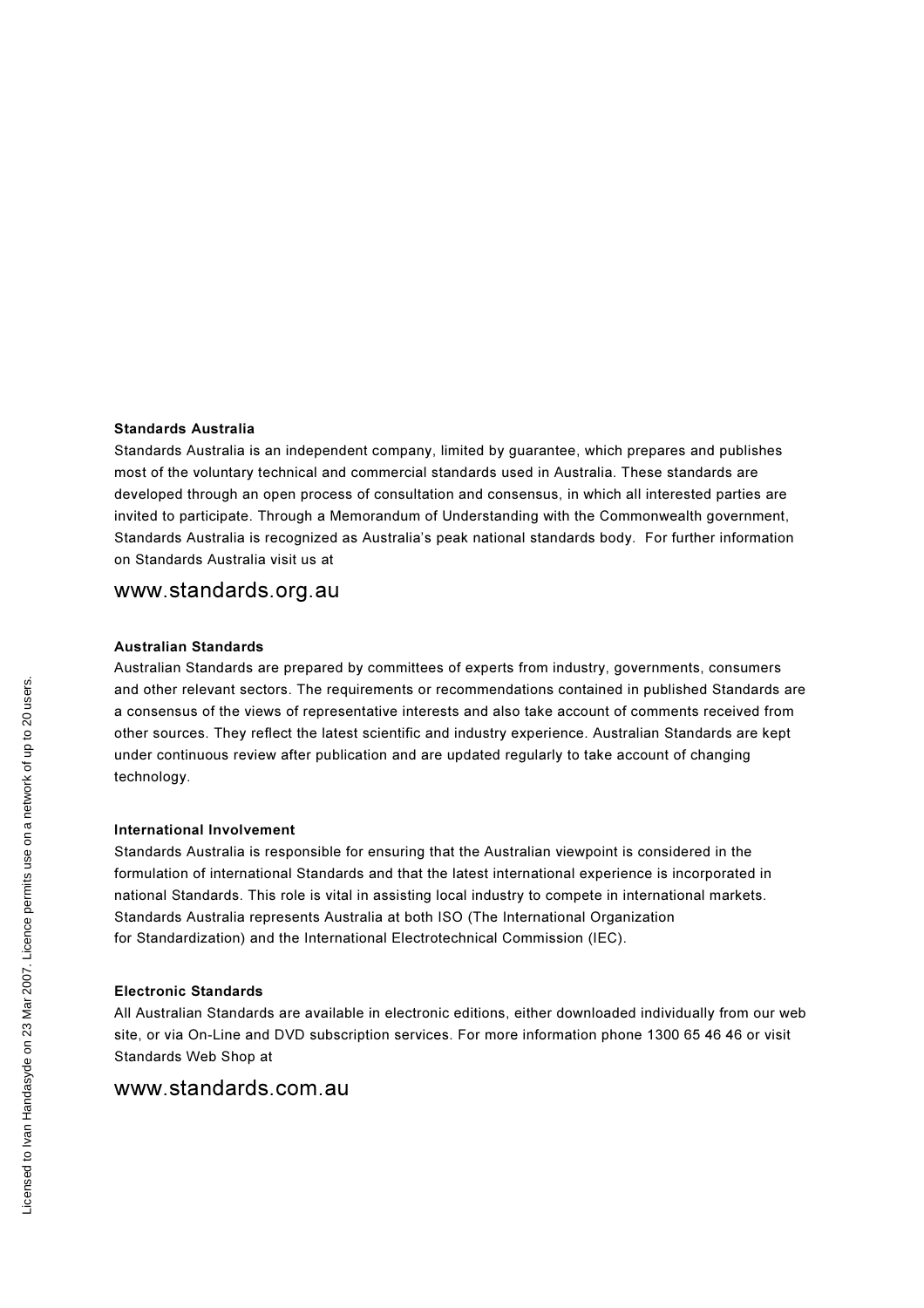**Standards Australia**

Standards Australia is an independent company, limited by guarantee, which prepares and publishes most of the voluntary technical and commercial standards used in Australia. These standards are developed through an open process of consultation and consensus, in which all interested parties are invited to participate. Through a Memorandum of Understanding with the Commonwealth government, Standards Australia is recognized as Australia's peak national standards body. For further information on Standards Australia visit us at

www.standards.org.au

**Australian Standards**

Australian Standards are prepared by committees of experts from industry, governments, consumers and other relevant sectors. The requirements or recommendations contained in published Standards are a consensus of the views of representative interests and also take account of comments received from other sources. They reflect the latest scientific and industry experience. Australian Standards are kept under continuous review after publication and are updated regularly to take account of changing technology.

**International Involvement**

Standards Australia is responsible for ensuring that the Australian viewpoint is considered in the formulation of international Standards and that the latest international experience is incorporated in national Standards. This role is vital in assisting local industry to compete in international markets. Standards Australia represents Australia at both ISO (The International Organization for Standardization) and the International Electrotechnical Commission (IEC).

**Electronic Standards**

All Australian Standards are available in electronic editions, either downloaded individually from our web site, or via On-Line and DVD subscription services. For more information phone 1300 65 46 46 or visit Standards Web Shop at

www.standards.com.au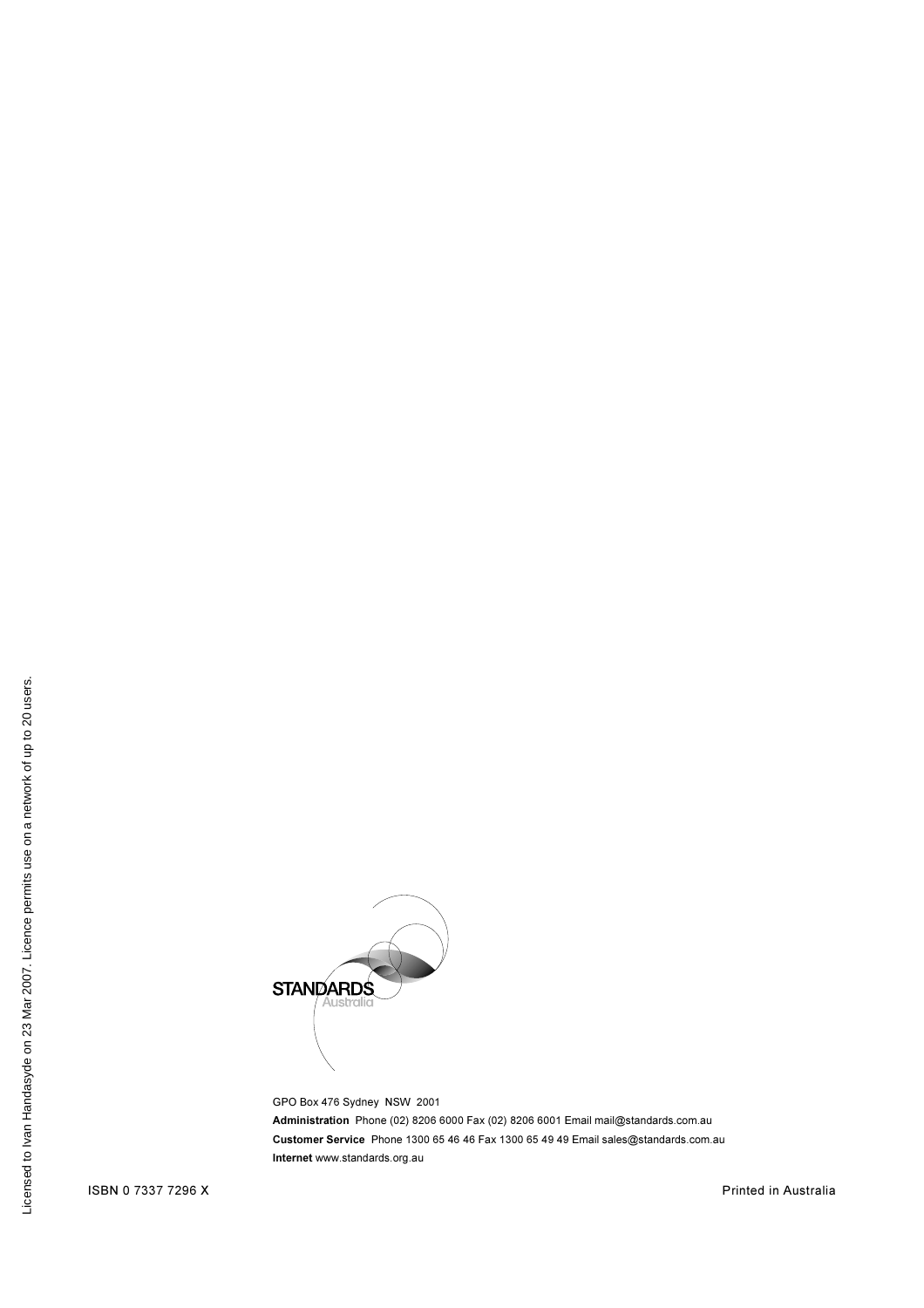STANDARDS Australia

GPO Box 476 Sydney NSW 2001

**Administration** Phone (02) 8206 6000 Fax (02) 8206 6001 Email mail@standards.com.au

**Customer Service** Phone 1300 65 46 46 Fax 1300 65 49 49 Email sales@standards.com.au

**Internet** www.standards.org.au

ISBN 0 7337 7296 X

Printed in Australia

Licensed to Ivan Handasyde on 23 Mar 2007. Licence permits use on a network of up to 20 users.